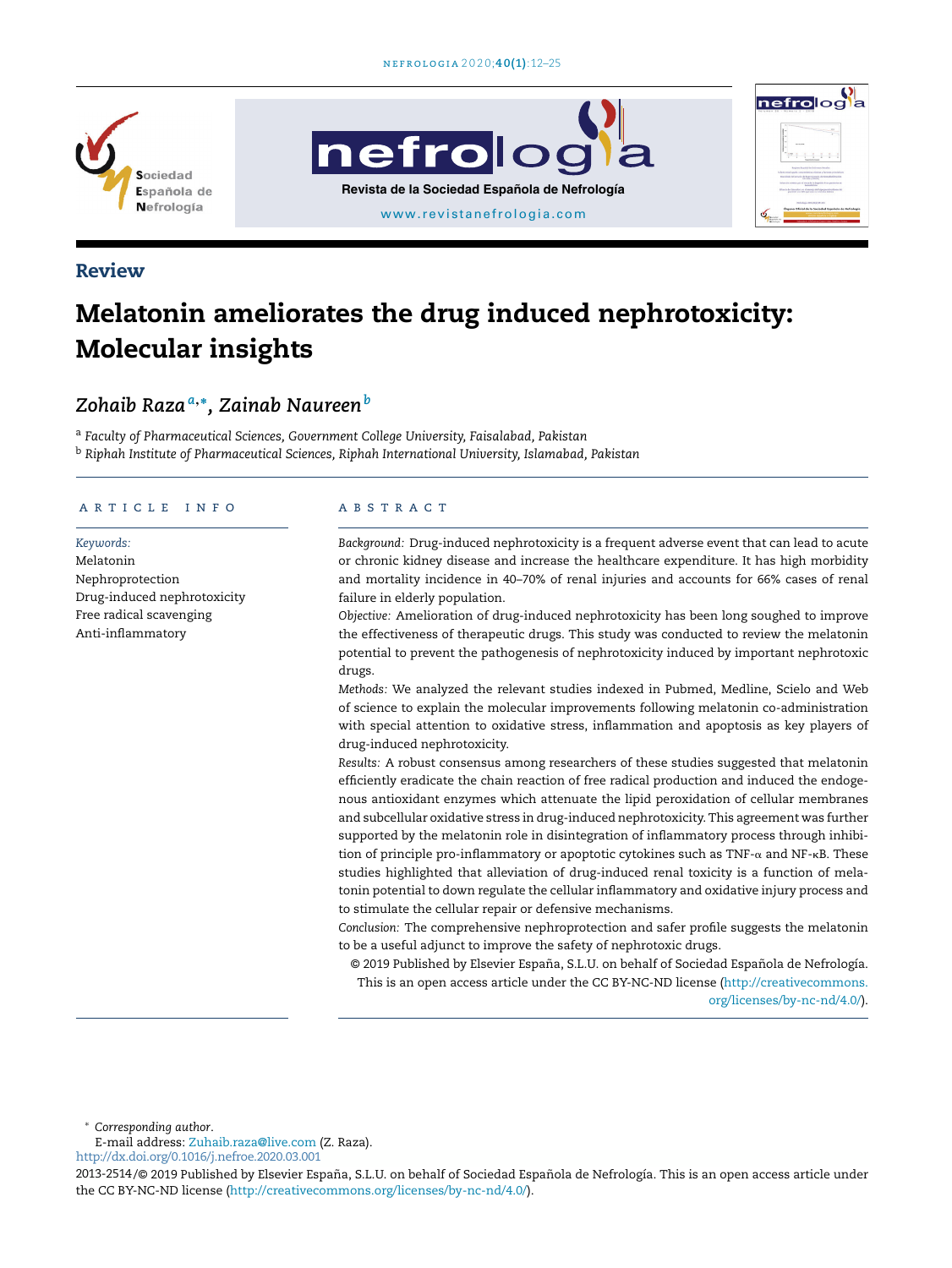Review

# Melatonin ameliorates the drug induced nephrotoxicity: Molecular insights

*Zohaib Raza* [a,*], *Zainab Naureen* [b]

[a] *Faculty of Pharmaceutical Sciences, Government College University, Faisalabad, Pakistan*
[b] *Riphah Institute of Pharmaceutical Sciences, Riphah International University, Islamabad, Pakistan*

## ARTICLE INFO

*Keywords:*
Melatonin
Nephroprotection
Drug-induced nephrotoxicity
Free radical scavenging
Anti-inflammatory

## ABSTRACT

*Background:* Drug-induced nephrotoxicity is a frequent adverse event that can lead to acute or chronic kidney disease and increase the healthcare expenditure. It has high morbidity and mortality incidence in 40–70% of renal injuries and accounts for 66% cases of renal failure in elderly population.

*Objective:* Amelioration of drug-induced nephrotoxicity has been long soughed to improve the effectiveness of therapeutic drugs. This study was conducted to review the melatonin potential to prevent the pathogenesis of nephrotoxicity induced by important nephrotoxic drugs.

*Methods:* We analyzed the relevant studies indexed in Pubmed, Medline, Scielo and Web of science to explain the molecular improvements following melatonin co-administration with special attention to oxidative stress, inflammation and apoptosis as key players of drug-induced nephrotoxicity.

*Results:* A robust consensus among researchers of these studies suggested that melatonin efficiently eradicate the chain reaction of free radical production and induced the endogenous antioxidant enzymes which attenuate the lipid peroxidation of cellular membranes and subcellular oxidative stress in drug-induced nephrotoxicity. This agreement was further supported by the melatonin role in disintegration of inflammatory process through inhibition of principle pro-inflammatory or apoptotic cytokines such as TNF-$\alpha$ and NF-$\kappa$B. These studies highlighted that alleviation of drug-induced renal toxicity is a function of melatonin potential to down regulate the cellular inflammatory and oxidative injury process and to stimulate the cellular repair or defensive mechanisms.

*Conclusion:* The comprehensive nephroprotection and safer profile suggests the melatonin to be a useful adjunct to improve the safety of nephrotoxic drugs.

© 2019 Published by Elsevier España, S.L.U. on behalf of Sociedad Española de Nefrología. This is an open access article under the CC BY-NC-ND license (http://creativecommons.org/licenses/by-nc-nd/4.0/).

\* *Corresponding author.*
E-mail address: Zuhaib.raza@live.com (Z. Raza).
http://dx.doi.org/0.1016/j.nefroe.2020.03.001
2013-2514/© 2019 Published by Elsevier España, S.L.U. on behalf of Sociedad Española de Nefrología. This is an open access article under the CC BY-NC-ND license (http://creativecommons.org/licenses/by-nc-nd/4.0/).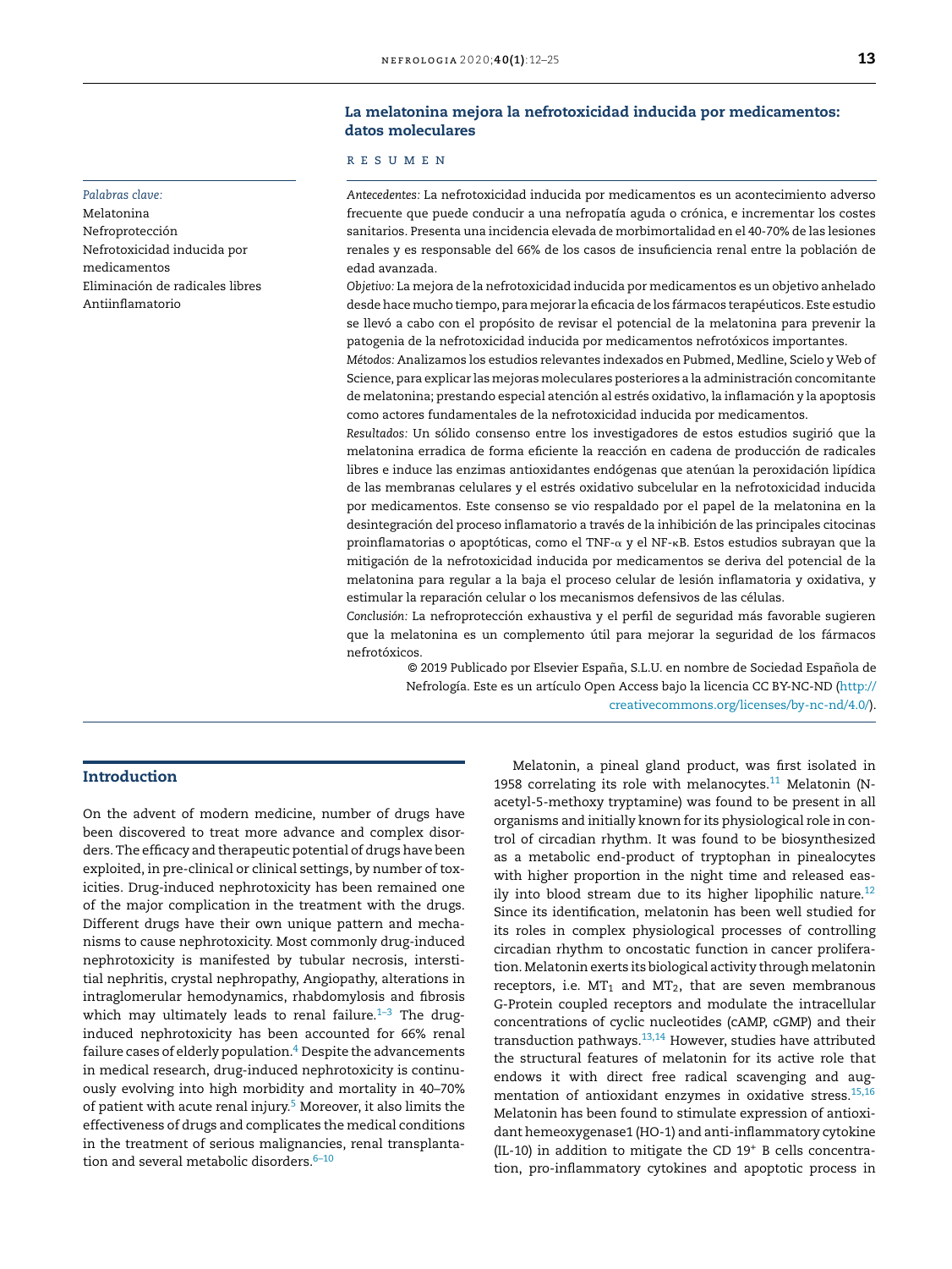## La melatonina mejora la nefrotoxicidad inducida por medicamentos: datos moleculares

*Palabras clave:*
Melatonina
Nefroprotección
Nefrotoxicidad inducida por medicamentos
Eliminación de radicales libres
Antiinflamatorio

### RESUMEN

*Antecedentes:* La nefrotoxicidad inducida por medicamentos es un acontecimiento adverso frecuente que puede conducir a una nefropatía aguda o crónica, e incrementar los costes sanitarios. Presenta una incidencia elevada de morbimortalidad en el 40-70% de las lesiones renales y es responsable del 66% de los casos de insuficiencia renal entre la población de edad avanzada.

*Objetivo:* La mejora de la nefrotoxicidad inducida por medicamentos es un objetivo anhelado desde hace mucho tiempo, para mejorar la eficacia de los fármacos terapéuticos. Este estudio se llevó a cabo con el propósito de revisar el potencial de la melatonina para prevenir la patogenia de la nefrotoxicidad inducida por medicamentos nefrotóxicos importantes.

*Métodos:* Analizamos los estudios relevantes indexados en Pubmed, Medline, Scielo y Web of Science, para explicar las mejoras moleculares posteriores a la administración concomitante de melatonina; prestando especial atención al estrés oxidativo, la inflamación y la apoptosis como actores fundamentales de la nefrotoxicidad inducida por medicamentos.

*Resultados:* Un sólido consenso entre los investigadores de estos estudios sugirió que la melatonina erradica de forma eficiente la reacción en cadena de producción de radicales libres e induce las enzimas antioxidantes endógenas que atenúan la peroxidación lipídica de las membranas celulares y el estrés oxidativo subcelular en la nefrotoxicidad inducida por medicamentos. Este consenso se vio respaldado por el papel de la melatonina en la desintegración del proceso inflamatorio a través de la inhibición de las principales citocinas proinflamatorias o apoptóticas, como el TNF-$\alpha$ y el NF-$\kappa$B. Estos estudios subrayan que la mitigación de la nefrotoxicidad inducida por medicamentos se deriva del potencial de la melatonina para regular a la baja el proceso celular de lesión inflamatoria y oxidativa, y estimular la reparación celular o los mecanismos defensivos de las células.

*Conclusión:* La nefroprotección exhaustiva y el perfil de seguridad más favorable sugieren que la melatonina es un complemento útil para mejorar la seguridad de los fármacos nefrotóxicos.

© 2019 Publicado por Elsevier España, S.L.U. en nombre de Sociedad Española de Nefrología. Este es un artículo Open Access bajo la licencia CC BY-NC-ND (http://creativecommons.org/licenses/by-nc-nd/4.0/).

## Introduction

On the advent of modern medicine, number of drugs have been discovered to treat more advance and complex disorders. The efficacy and therapeutic potential of drugs have been exploited, in pre-clinical or clinical settings, by number of toxicities. Drug-induced nephrotoxicity has been remained one of the major complication in the treatment with the drugs. Different drugs have their own unique pattern and mechanisms to cause nephrotoxicity. Most commonly drug-induced nephrotoxicity is manifested by tubular necrosis, interstitial nephritis, crystal nephropathy, Angiopathy, alterations in intraglomerular hemodynamics, rhabdomyolysis and fibrosis which may ultimately leads to renal failure.[1–3] The drug-induced nephrotoxicity has been accounted for 66% renal failure cases of elderly population.[4] Despite the advancements in medical research, drug-induced nephrotoxicity is continuously evolving into high morbidity and mortality in 40–70% of patient with acute renal injury.[5] Moreover, it also limits the effectiveness of drugs and complicates the medical conditions in the treatment of serious malignancies, renal transplantation and several metabolic disorders.[6–10]

Melatonin, a pineal gland product, was first isolated in 1958 correlating its role with melanocytes.[11] Melatonin (N-acetyl-5-methoxy tryptamine) was found to be present in all organisms and initially known for its physiological role in control of circadian rhythm. It was found to be biosynthesized as a metabolic end-product of tryptophan in pinealocytes with higher proportion in the night time and released easily into blood stream due to its higher lipophilic nature.[12] Since its identification, melatonin has been well studied for its roles in complex physiological processes of controlling circadian rhythm to oncostatic function in cancer proliferation. Melatonin exerts its biological activity through melatonin receptors, i.e. $MT_1$ and $MT_2$, that are seven membranous G-Protein coupled receptors and modulate the intracellular concentrations of cyclic nucleotides (cAMP, cGMP) and their transduction pathways.[13,14] However, studies have attributed the structural features of melatonin for its active role that endows it with direct free radical scavenging and augmentation of antioxidant enzymes in oxidative stress.[15,16] Melatonin has been found to stimulate expression of antioxidant hemeoxygenase1 (HO-1) and anti-inflammatory cytokine (IL-10) in addition to mitigate the CD $19^+$ B cells concentration, pro-inflammatory cytokines and apoptotic process in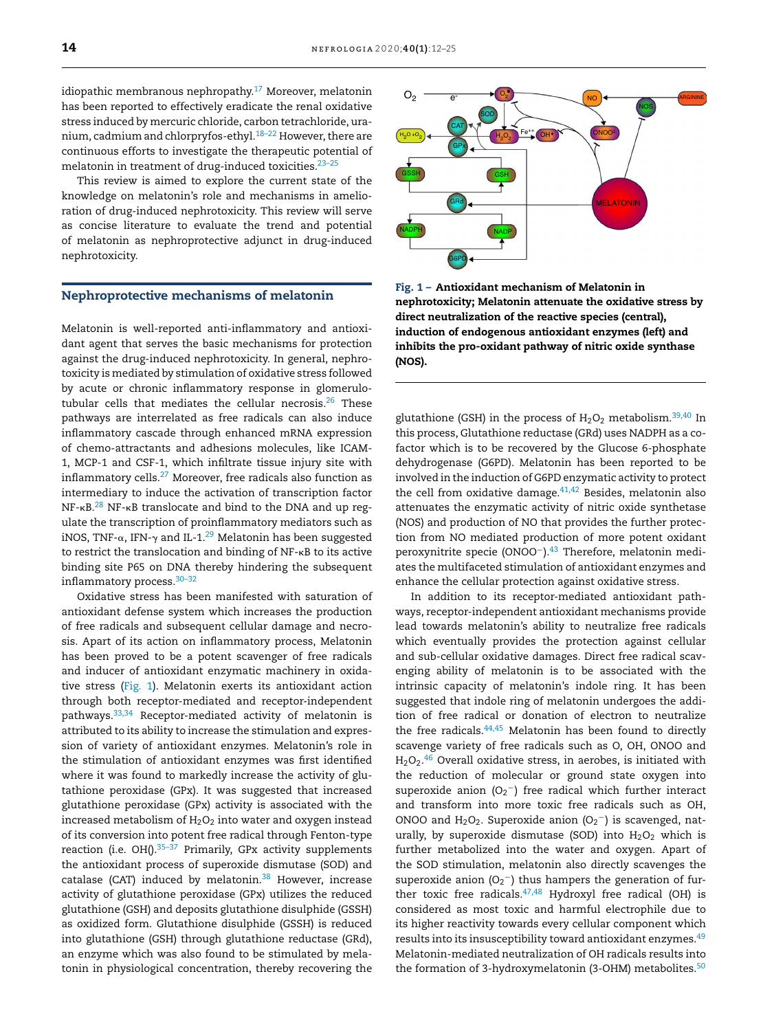idiopathic membranous nephropathy.[17] Moreover, melatonin has been reported to effectively eradicate the renal oxidative stress induced by mercuric chloride, carbon tetrachloride, uranium, cadmium and chlorpryfos-ethyl.[18–22] However, there are continuous efforts to investigate the therapeutic potential of melatonin in treatment of drug-induced toxicities.[23–25]

This review is aimed to explore the current state of the knowledge on melatonin's role and mechanisms in amelioration of drug-induced nephrotoxicity. This review will serve as concise literature to evaluate the trend and potential of melatonin as nephroprotective adjunct in drug-induced nephrotoxicity.

## Nephroprotective mechanisms of melatonin

Melatonin is well-reported anti-inflammatory and antioxidant agent that serves the basic mechanisms for protection against the drug-induced nephrotoxicity. In general, nephrotoxicity is mediated by stimulation of oxidative stress followed by acute or chronic inflammatory response in glomerulotubular cells that mediates the cellular necrosis.[26] These pathways are interrelated as free radicals can also induce inflammatory cascade through enhanced mRNA expression of chemo-attractants and adhesions molecules, like ICAM-1, MCP-1 and CSF-1, which infiltrate tissue injury site with inflammatory cells.[27] Moreover, free radicals also function as intermediary to induce the activation of transcription factor NF-κB.[28] NF-κB translocate and bind to the DNA and up regulate the transcription of proinflammatory mediators such as iNOS, TNF-α, IFN-γ and IL-1.[29] Melatonin has been suggested to restrict the translocation and binding of NF-κB to its active binding site P65 on DNA thereby hindering the subsequent inflammatory process.[30–32]

Oxidative stress has been manifested with saturation of antioxidant defense system which increases the production of free radicals and subsequent cellular damage and necrosis. Apart of its action on inflammatory process, Melatonin has been proved to be a potent scavenger of free radicals and inducer of antioxidant enzymatic machinery in oxidative stress (Fig. 1). Melatonin exerts its antioxidant action through both receptor-mediated and receptor-independent pathways.[33,34] Receptor-mediated activity of melatonin is attributed to its ability to increase the stimulation and expression of variety of antioxidant enzymes. Melatonin's role in the stimulation of antioxidant enzymes was first identified where it was found to markedly increase the activity of glutathione peroxidase (GPx). It was suggested that increased glutathione peroxidase (GPx) activity is associated with the increased metabolism of $H_2O_2$ into water and oxygen instead of its conversion into potent free radical through Fenton-type reaction (i.e. OH().[35–37] Primarily, GPx activity supplements the antioxidant process of superoxide dismutase (SOD) and catalase (CAT) induced by melatonin.[38] However, increase activity of glutathione peroxidase (GPx) utilizes the reduced glutathione (GSH) and deposits glutathione disulphide (GSSH) as oxidized form. Glutathione disulphide (GSSH) is reduced into glutathione (GSH) through glutathione reductase (GRd), an enzyme which was also found to be stimulated by melatonin in physiological concentration, thereby recovering the glutathione (GSH) in the process of $H_2O_2$ metabolism.[39,40] In this process, Glutathione reductase (GRd) uses NADPH as a cofactor which is to be recovered by the Glucose 6-phosphate dehydrogenase (G6PD). Melatonin has been reported to be involved in the induction of G6PD enzymatic activity to protect the cell from oxidative damage.[41,42] Besides, melatonin also attenuates the enzymatic activity of nitric oxide synthetase (NOS) and production of NO that provides the further protection from NO mediated production of more potent oxidant peroxynitrite specie ($ONOO^-$).[43] Therefore, melatonin mediates the multifaceted stimulation of antioxidant enzymes and enhance the cellular protection against oxidative stress.

Fig. 1 – **Antioxidant mechanism of Melatonin in nephrotoxicity; Melatonin attenuate the oxidative stress by direct neutralization of the reactive species (central), induction of endogenous antioxidant enzymes (left) and inhibits the pro-oxidant pathway of nitric oxide synthase (NOS).**

In addition to its receptor-mediated antioxidant pathways, receptor-independent antioxidant mechanisms provide lead towards melatonin's ability to neutralize free radicals which eventually provides the protection against cellular and sub-cellular oxidative damages. Direct free radical scavenging ability of melatonin is to be associated with the intrinsic capacity of melatonin's indole ring. It has been suggested that indole ring of melatonin undergoes the addition of free radical or donation of electron to neutralize the free radicals.[44,45] Melatonin has been found to directly scavenge variety of free radicals such as O, OH, ONOO and $H_2O_2$.[46] Overall oxidative stress, in aerobes, is initiated with the reduction of molecular or ground state oxygen into superoxide anion ($O_2^-$) free radical which further interact and transform into more toxic free radicals such as OH, ONOO and $H_2O_2$. Superoxide anion ($O_2^-$) is scavenged, naturally, by superoxide dismutase (SOD) into $H_2O_2$ which is further metabolized into the water and oxygen. Apart of the SOD stimulation, melatonin also directly scavenges the superoxide anion ($O_2^-$) thus hampers the generation of further toxic free radicals.[47,48] Hydroxyl free radical (OH) is considered as most toxic and harmful electrophile due to its higher reactivity towards every cellular component which results into its insusceptibility toward antioxidant enzymes.[49] Melatonin-mediated neutralization of OH radicals results into the formation of 3-hydroxymelatonin (3-OHM) metabolites.[50]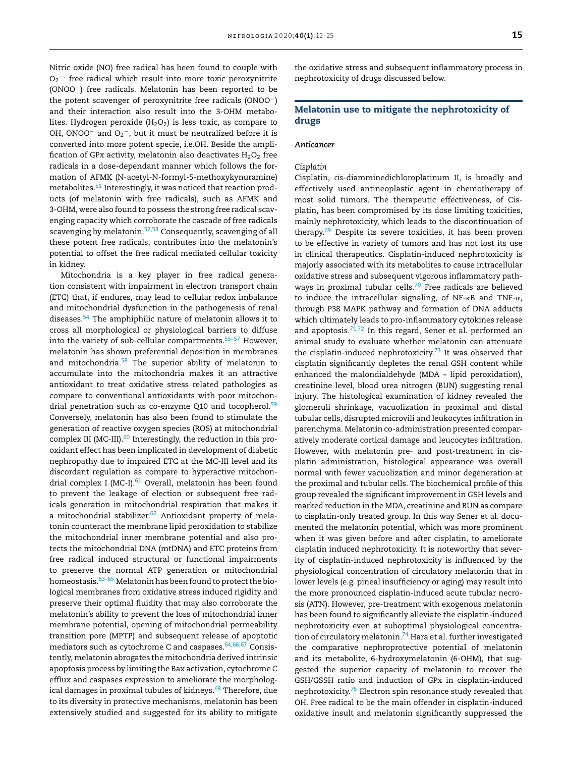Nitric oxide (NO) free radical has been found to couple with $O_2^{-\cdot}$ free radical which result into more toxic peroxynitrite ($ONOO^-$) free radicals. Melatonin has been reported to be the potent scavenger of peroxynitrite free radicals ($ONOO^-$) and their interaction also result into the 3-OHM metabolites. Hydrogen peroxide ($H_2O_2$) is less toxic, as compare to OH, $ONOO^-$ and $O_2^-$, but it must be neutralized before it is converted into more potent specie, i.e.OH. Beside the amplification of GPx activity, melatonin also deactivates $H_2O_2$ free radicals in a dose-dependant manner which follows the formation of AFMK (N-acetyl-N-formyl-5-methoxykynuramine) metabolites.[51] Interestingly, it was noticed that reaction products (of melatonin with free radicals), such as AFMK and 3-OHM, were also found to possess the strong free radical scavenging capacity which corroborate the cascade of free radicals scavenging by melatonin.[52,53] Consequently, scavenging of all these potent free radicals, contributes into the melatonin's potential to offset the free radical mediated cellular toxicity in kidney.

Mitochondria is a key player in free radical generation consistent with impairment in electron transport chain (ETC) that, if endures, may lead to cellular redox imbalance and mitochondrial dysfunction in the pathogenesis of renal diseases.[54] The amphiphilic nature of melatonin allows it to cross all morphological or physiological barriers to diffuse into the variety of sub-cellular compartments.[55–57] However, melatonin has shown preferential deposition in membranes and mitochondria.[58] The superior ability of melatonin to accumulate into the mitochondria makes it an attractive antioxidant to treat oxidative stress related pathologies as compare to conventional antioxidants with poor mitochondrial penetration such as co-enzyme Q10 and tocopherol.[59] Conversely, melatonin has also been found to stimulate the generation of reactive oxygen species (ROS) at mitochondrial complex III (MC-III).[60] Interestingly, the reduction in this pro-oxidant effect has been implicated in development of diabetic nephropathy due to impaired ETC at the MC-III level and its discordant regulation as compare to hyperactive mitochondrial complex I (MC-I).[61] Overall, melatonin has been found to prevent the leakage of election or subsequent free radicals generation in mitochondrial respiration that makes it a mitochondrial stabilizer.[62] Antioxidant property of melatonin counteract the membrane lipid peroxidation to stabilize the mitochondrial inner membrane potential and also protects the mitochondrial DNA (mtDNA) and ETC proteins from free radical induced structural or functional impairments to preserve the normal ATP generation or mitochondrial homeostasis.[63–65] Melatonin has been found to protect the biological membranes from oxidative stress induced rigidity and preserve their optimal fluidity that may also corroborate the melatonin's ability to prevent the loss of mitochondrial inner membrane potential, opening of mitochondrial permeability transition pore (MPTP) and subsequent release of apoptotic mediators such as cytochrome C and caspases.[64,66,67] Consistently, melatonin abrogates the mitochondria derived intrinsic apoptosis process by limiting the Bax activation, cytochrome C efflux and caspases expression to ameliorate the morphological damages in proximal tubules of kidneys.[68] Therefore, due to its diversity in protective mechanisms, melatonin has been extensively studied and suggested for its ability to mitigate the oxidative stress and subsequent inflammatory process in nephrotoxicity of drugs discussed below.

## Melatonin use to mitigate the nephrotoxicity of drugs

### *Anticancer*

#### *Cisplatin*

Cisplatin, *cis*-diamminedichloroplatinum II, is broadly and effectively used antineoplastic agent in chemotherapy of most solid tumors. The therapeutic effectiveness, of Cisplatin, has been compromised by its dose limiting toxicities, mainly nephrotoxicity, which leads to the discontinuation of therapy.[69] Despite its severe toxicities, it has been proven to be effective in variety of tumors and has not lost its use in clinical therapeutics. Cisplatin-induced nephrotoxicity is majorly associated with its metabolites to cause intracellular oxidative stress and subsequent vigorous inflammatory pathways in proximal tubular cells.[70] Free radicals are believed to induce the intracellular signaling, of NF-κB and TNF-α, through P38 MAPK pathway and formation of DNA adducts which ultimately leads to pro-inflammatory cytokines release and apoptosis.[71,72] In this regard, Sener et al. performed an animal study to evaluate whether melatonin can attenuate the cisplatin-induced nephrotoxicity.[73] It was observed that cisplatin significantly depletes the renal GSH content while enhanced the malondialdehyde (MDA – lipid peroxidation), creatinine level, blood urea nitrogen (BUN) suggesting renal injury. The histological examination of kidney revealed the glomeruli shrinkage, vacuolization in proximal and distal tubular cells, disrupted microvili and leukocytes infiltration in parenchyma. Melatonin co-administration presented comparatively moderate cortical damage and leucocytes infiltration. However, with melatonin pre- and post-treatment in cisplatin administration, histological appearance was overall normal with fewer vacuolization and minor degeneration at the proximal and tubular cells. The biochemical profile of this group revealed the significant improvement in GSH levels and marked reduction in the MDA, creatinine and BUN as compare to cisplatin-only treated group. In this way Sener et al. documented the melatonin potential, which was more prominent when it was given before and after cisplatin, to ameliorate cisplatin induced nephrotoxicity. It is noteworthy that severity of cisplatin-induced nephrotoxicity is influenced by the physiological concentration of circulatory melatonin that in lower levels (e.g. pineal insufficiency or aging) may result into the more pronounced cisplatin-induced acute tubular necrosis (ATN). However, pre-treatment with exogenous melatonin has been found to significantly alleviate the cisplatin-induced nephrotoxicity even at suboptimal physiological concentration of circulatory melatonin.[74] Hara et al. further investigated the comparative nephroprotective potential of melatonin and its metabolite, 6-hydroxymelatonin (6-OHM), that suggested the superior capacity of melatonin to recover the GSH/GSSH ratio and induction of GPx in cisplatin-induced nephrotoxicity.[75] Electron spin resonance study revealed that OH. Free radical to be the main offender in cisplatin-induced oxidative insult and melatonin significantly suppressed the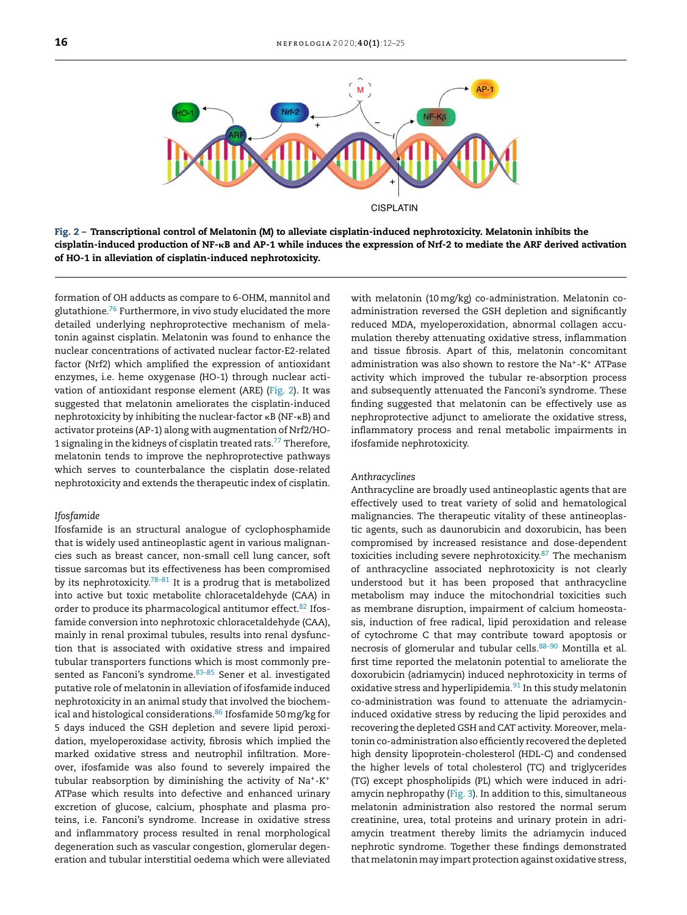**Fig. 2 – Transcriptional control of Melatonin (M) to alleviate cisplatin-induced nephrotoxicity. Melatonin inhibits the cisplatin-induced production of NF-κB and AP-1 while induces the expression of Nrf-2 to mediate the ARF derived activation of HO-1 in alleviation of cisplatin-induced nephrotoxicity.**

formation of OH adducts as compare to 6-OHM, mannitol and glutathione.[76] Furthermore, in vivo study elucidated the more detailed underlying nephroprotective mechanism of melatonin against cisplatin. Melatonin was found to enhance the nuclear concentrations of activated nuclear factor-E2-related factor (Nrf2) which amplified the expression of antioxidant enzymes, i.e. heme oxygenase (HO-1) through nuclear activation of antioxidant response element (ARE) (Fig. 2). It was suggested that melatonin ameliorates the cisplatin-induced nephrotoxicity by inhibiting the nuclear-factor κB (NF-κB) and activator proteins (AP-1) along with augmentation of Nrf2/HO-1 signaling in the kidneys of cisplatin treated rats.[77] Therefore, melatonin tends to improve the nephroprotective pathways which serves to counterbalance the cisplatin dose-related nephrotoxicity and extends the therapeutic index of cisplatin.

*Ifosfamide*

Ifosfamide is an structural analogue of cyclophosphamide that is widely used antineoplastic agent in various malignancies such as breast cancer, non-small cell lung cancer, soft tissue sarcomas but its effectiveness has been compromised by its nephrotoxicity.[78–81] It is a prodrug that is metabolized into active but toxic metabolite chloracetaldehyde (CAA) in order to produce its pharmacological antitumor effect.[82] Ifosfamide conversion into nephrotoxic chloracetaldehyde (CAA), mainly in renal proximal tubules, results into renal dysfunction that is associated with oxidative stress and impaired tubular transporters functions which is most commonly presented as Fanconi's syndrome.[83–85] Sener et al. investigated putative role of melatonin in alleviation of ifosfamide induced nephrotoxicity in an animal study that involved the biochemical and histological considerations.[86] Ifosfamide 50 mg/kg for 5 days induced the GSH depletion and severe lipid peroxidation, myeloperoxidase activity, fibrosis which implied the marked oxidative stress and neutrophil infiltration. Moreover, ifosfamide was also found to severely impaired the tubular reabsorption by diminishing the activity of $Na^{+}$-$K^{+}$ ATPase which results into defective and enhanced urinary excretion of glucose, calcium, phosphate and plasma proteins, i.e. Fanconi's syndrome. Increase in oxidative stress and inflammatory process resulted in renal morphological degeneration such as vascular congestion, glomerular degeneration and tubular interstitial oedema which were alleviated with melatonin (10 mg/kg) co-administration. Melatonin co-administration reversed the GSH depletion and significantly reduced MDA, myeloperoxidation, abnormal collagen accumulation thereby attenuating oxidative stress, inflammation and tissue fibrosis. Apart of this, melatonin concomitant administration was also shown to restore the $Na^{+}$-$K^{+}$ ATPase activity which improved the tubular re-absorption process and subsequently attenuated the Fanconi's syndrome. These finding suggested that melatonin can be effectively use as nephroprotective adjunct to ameliorate the oxidative stress, inflammatory process and renal metabolic impairments in ifosfamide nephrotoxicity.

*Anthracyclines*

Anthracycline are broadly used antineoplastic agents that are effectively used to treat variety of solid and hematological malignancies. The therapeutic vitality of these antineoplastic agents, such as daunorubicin and doxorubicin, has been compromised by increased resistance and dose-dependent toxicities including severe nephrotoxicity.[87] The mechanism of anthracycline associated nephrotoxicity is not clearly understood but it has been proposed that anthracycline metabolism may induce the mitochondrial toxicities such as membrane disruption, impairment of calcium homeostasis, induction of free radical, lipid peroxidation and release of cytochrome C that may contribute toward apoptosis or necrosis of glomerular and tubular cells.[88–90] Montilla et al. first time reported the melatonin potential to ameliorate the doxorubicin (adriamycin) induced nephrotoxicity in terms of oxidative stress and hyperlipidemia.[91] In this study melatonin co-administration was found to attenuate the adriamycin-induced oxidative stress by reducing the lipid peroxides and recovering the depleted GSH and CAT activity. Moreover, melatonin co-administration also efficiently recovered the depleted high density lipoprotein-cholesterol (HDL-C) and condensed the higher levels of total cholesterol (TC) and triglycerides (TG) except phospholipids (PL) which were induced in adriamycin nephropathy (Fig. 3). In addition to this, simultaneous melatonin administration also restored the normal serum creatinine, urea, total proteins and urinary protein in adriamycin treatment thereby limits the adriamycin induced nephrotic syndrome. Together these findings demonstrated that melatonin may impart protection against oxidative stress,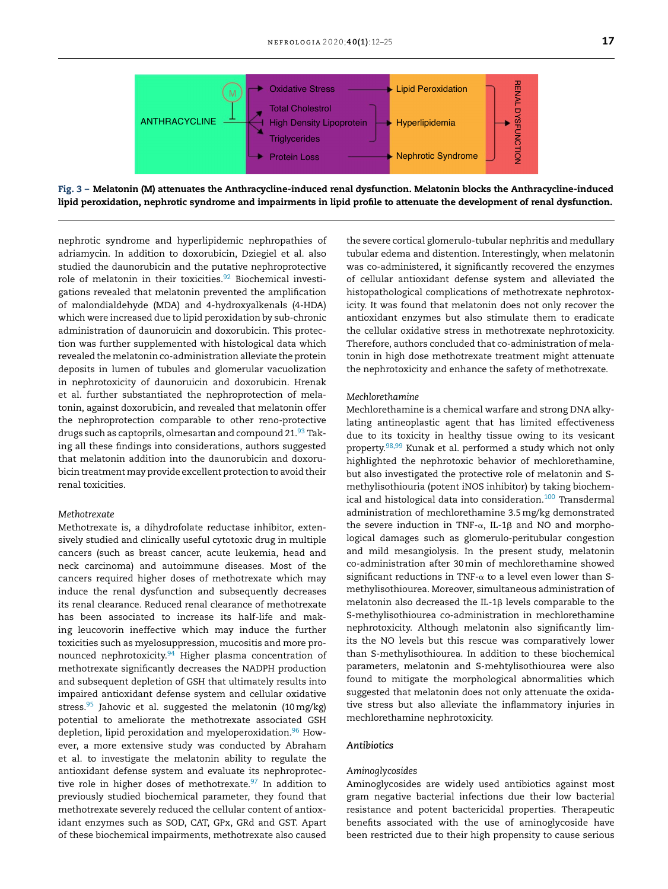**Fig. 3 – Melatonin (M) attenuates the Anthracycline-induced renal dysfunction. Melatonin blocks the Anthracycline-induced lipid peroxidation, nephrotic syndrome and impairments in lipid profile to attenuate the development of renal dysfunction.**

nephrotic syndrome and hyperlipidemic nephropathies of adriamycin. In addition to doxorubicin, Dziegiel et al. also studied the daunorubicin and the putative nephroprotective role of melatonin in their toxicities.[92] Biochemical investigations revealed that melatonin prevented the amplification of malondialdehyde (MDA) and 4-hydroxyalkenals (4-HDA) which were increased due to lipid peroxidation by sub-chronic administration of daunoruicin and doxorubicin. This protection was further supplemented with histological data which revealed the melatonin co-administration alleviate the protein deposits in lumen of tubules and glomerular vacuolization in nephrotoxicity of daunoruicin and doxorubicin. Hrenak et al. further substantiated the nephroprotection of melatonin, against doxorubicin, and revealed that melatonin offer the nephroprotection comparable to other reno-protective drugs such as captoprils, olmesartan and compound 21.[93] Taking all these findings into considerations, authors suggested that melatonin addition into the daunorubicin and doxorubicin treatment may provide excellent protection to avoid their renal toxicities.

*Methotrexate*

Methotrexate is, a dihydrofolate reductase inhibitor, extensively studied and clinically useful cytotoxic drug in multiple cancers (such as breast cancer, acute leukemia, head and neck carcinoma) and autoimmune diseases. Most of the cancers required higher doses of methotrexate which may induce the renal dysfunction and subsequently decreases its renal clearance. Reduced renal clearance of methotrexate has been associated to increase its half-life and making leucovorin ineffective which may induce the further toxicities such as myelosuppression, mucositis and more pronounced nephrotoxicity.[94] Higher plasma concentration of methotrexate significantly decreases the NADPH production and subsequent depletion of GSH that ultimately results into impaired antioxidant defense system and cellular oxidative stress.[95] Jahovic et al. suggested the melatonin (10 mg/kg) potential to ameliorate the methotrexate associated GSH depletion, lipid peroxidation and myeloperoxidation.[96] However, a more extensive study was conducted by Abraham et al. to investigate the melatonin ability to regulate the antioxidant defense system and evaluate its nephroprotective role in higher doses of methotrexate.[97] In addition to previously studied biochemical parameter, they found that methotrexate severely reduced the cellular content of antioxidant enzymes such as SOD, CAT, GPx, GRd and GST. Apart of these biochemical impairments, methotrexate also caused the severe cortical glomerulo-tubular nephritis and medullary tubular edema and distention. Interestingly, when melatonin was co-administered, it significantly recovered the enzymes of cellular antioxidant defense system and alleviated the histopathological complications of methotrexate nephrotoxicity. It was found that melatonin does not only recover the antioxidant enzymes but also stimulate them to eradicate the cellular oxidative stress in methotrexate nephrotoxicity. Therefore, authors concluded that co-administration of melatonin in high dose methotrexate treatment might attenuate the nephrotoxicity and enhance the safety of methotrexate.

*Mechlorethamine*

Mechlorethamine is a chemical warfare and strong DNA alkylating antineoplastic agent that has limited effectiveness due to its toxicity in healthy tissue owing to its vesicant property.[98,99] Kunak et al. performed a study which not only highlighted the nephrotoxic behavior of mechlorethamine, but also investigated the protective role of melatonin and S-methylisothiouria (potent iNOS inhibitor) by taking biochemical and histological data into consideration.[100] Transdermal administration of mechlorethamine 3.5 mg/kg demonstrated the severe induction in TNF-α, IL-1β and NO and morphological damages such as glomerulo-peritubular congestion and mild mesangiolysis. In the present study, melatonin co-administration after 30 min of mechlorethamine showed significant reductions in TNF-α to a level even lower than S-methylisothiourea. Moreover, simultaneous administration of melatonin also decreased the IL-1β levels comparable to the S-methylisothiourea co-administration in mechlorethamine nephrotoxicity. Although melatonin also significantly limits the NO levels but this rescue was comparatively lower than S-methylisothiourea. In addition to these biochemical parameters, melatonin and S-mehtylisothiourea were also found to mitigate the morphological abnormalities which suggested that melatonin does not only attenuate the oxidative stress but also alleviate the inflammatory injuries in mechlorethamine nephrotoxicity.

***Antibiotics***

*Aminoglycosides*

Aminoglycosides are widely used antibiotics against most gram negative bacterial infections due their low bacterial resistance and potent bactericidal properties. Therapeutic benefits associated with the use of aminoglycoside have been restricted due to their high propensity to cause serious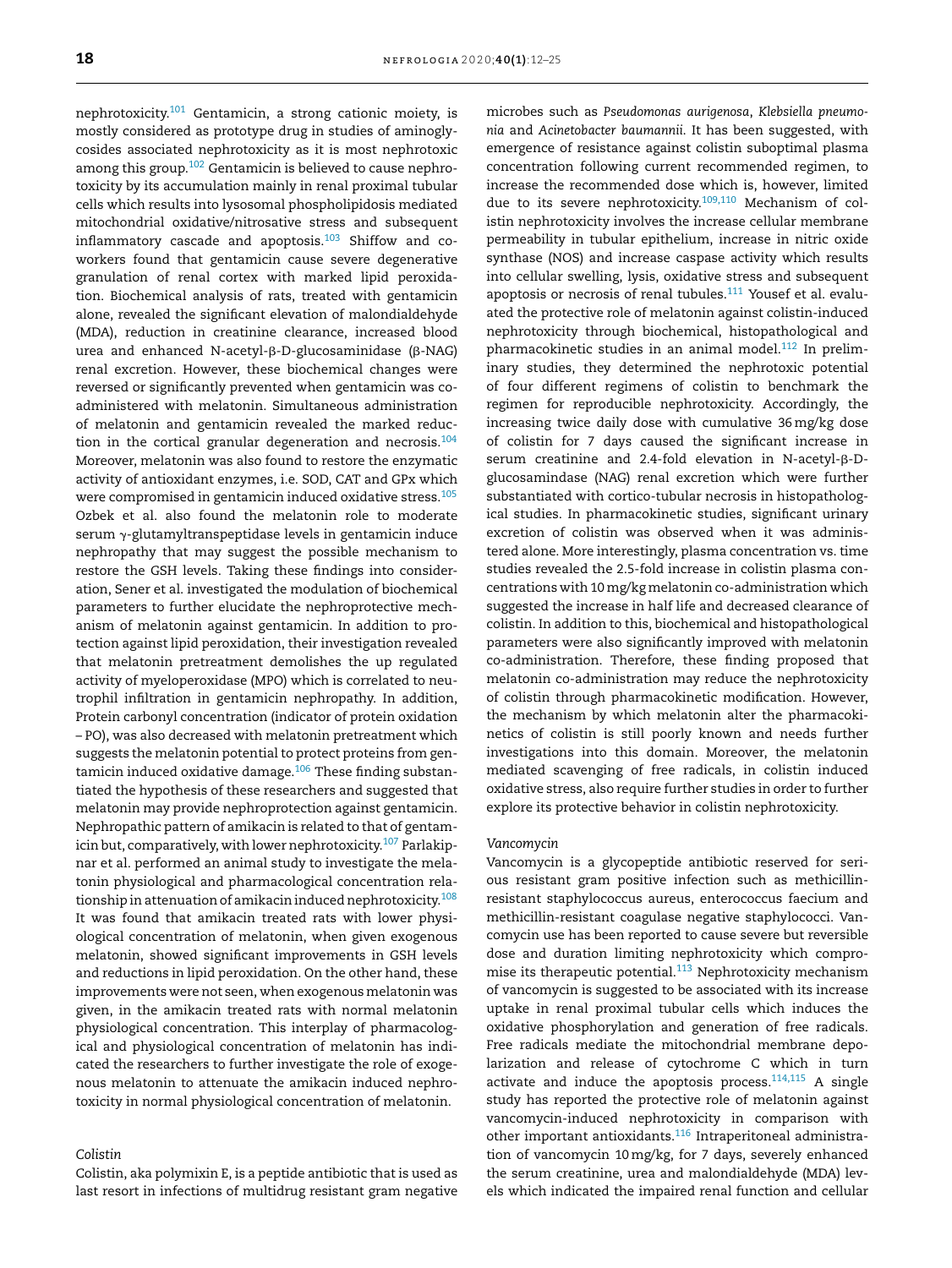nephrotoxicity.[101] Gentamicin, a strong cationic moiety, is mostly considered as prototype drug in studies of aminoglycosides associated nephrotoxicity as it is most nephrotoxic among this group.[102] Gentamicin is believed to cause nephrotoxicity by its accumulation mainly in renal proximal tubular cells which results into lysosomal phospholipidosis mediated mitochondrial oxidative/nitrosative stress and subsequent inflammatory cascade and apoptosis.[103] Shiffow and co-workers found that gentamicin cause severe degenerative granulation of renal cortex with marked lipid peroxidation. Biochemical analysis of rats, treated with gentamicin alone, revealed the significant elevation of malondialdehyde (MDA), reduction in creatinine clearance, increased blood urea and enhanced N-acetyl-β-D-glucosaminidase (β-NAG) renal excretion. However, these biochemical changes were reversed or significantly prevented when gentamicin was co-administered with melatonin. Simultaneous administration of melatonin and gentamicin revealed the marked reduction in the cortical granular degeneration and necrosis.[104] Moreover, melatonin was also found to restore the enzymatic activity of antioxidant enzymes, i.e. SOD, CAT and GPx which were compromised in gentamicin induced oxidative stress.[105] Ozbek et al. also found the melatonin role to moderate serum γ-glutamyltranspeptidase levels in gentamicin induce nephropathy that may suggest the possible mechanism to restore the GSH levels. Taking these findings into consideration, Sener et al. investigated the modulation of biochemical parameters to further elucidate the nephroprotective mechanism of melatonin against gentamicin. In addition to protection against lipid peroxidation, their investigation revealed that melatonin pretreatment demolishes the up regulated activity of myeloperoxidase (MPO) which is correlated to neutrophil infiltration in gentamicin nephropathy. In addition, Protein carbonyl concentration (indicator of protein oxidation – PO), was also decreased with melatonin pretreatment which suggests the melatonin potential to protect proteins from gentamicin induced oxidative damage.[106] These finding substantiated the hypothesis of these researchers and suggested that melatonin may provide nephroprotection against gentamicin. Nephropathic pattern of amikacin is related to that of gentamicin but, comparatively, with lower nephrotoxicity.[107] Parlakpinar et al. performed an animal study to investigate the melatonin physiological and pharmacological concentration relationship in attenuation of amikacin induced nephrotoxicity.[108] It was found that amikacin treated rats with lower physiological concentration of melatonin, when given exogenous melatonin, showed significant improvements in GSH levels and reductions in lipid peroxidation. On the other hand, these improvements were not seen, when exogenous melatonin was given, in the amikacin treated rats with normal melatonin physiological concentration. This interplay of pharmacological and physiological concentration of melatonin has indicated the researchers to further investigate the role of exogenous melatonin to attenuate the amikacin induced nephrotoxicity in normal physiological concentration of melatonin.

*Colistin*

Colistin, aka polymixin E, is a peptide antibiotic that is used as last resort in infections of multidrug resistant gram negative microbes such as *Pseudomonas aurigenosa*, *Klebsiella pneumonia* and *Acinetobacter baumannii*. It has been suggested, with emergence of resistance against colistin suboptimal plasma concentration following current recommended regimen, to increase the recommended dose which is, however, limited due to its severe nephrotoxicity.[109,110] Mechanism of colistin nephrotoxicity involves the increase cellular membrane permeability in tubular epithelium, increase in nitric oxide synthase (NOS) and increase caspase activity which results into cellular swelling, lysis, oxidative stress and subsequent apoptosis or necrosis of renal tubules.[111] Yousef et al. evaluated the protective role of melatonin against colistin-induced nephrotoxicity through biochemical, histopathological and pharmacokinetic studies in an animal model.[112] In preliminary studies, they determined the nephrotoxic potential of four different regimens of colistin to benchmark the regimen for reproducible nephrotoxicity. Accordingly, the increasing twice daily dose with cumulative 36 mg/kg dose of colistin for 7 days caused the significant increase in serum creatinine and 2.4-fold elevation in N-acetyl-β-D-glucosamindase (NAG) renal excretion which were further substantiated with cortico-tubular necrosis in histopathological studies. In pharmacokinetic studies, significant urinary excretion of colistin was observed when it was administered alone. More interestingly, plasma concentration vs. time studies revealed the 2.5-fold increase in colistin plasma concentrations with 10 mg/kg melatonin co-administration which suggested the increase in half life and decreased clearance of colistin. In addition to this, biochemical and histopathological parameters were also significantly improved with melatonin co-administration. Therefore, these finding proposed that melatonin co-administration may reduce the nephrotoxicity of colistin through pharmacokinetic modification. However, the mechanism by which melatonin alter the pharmacokinetics of colistin is still poorly known and needs further investigations into this domain. Moreover, the melatonin mediated scavenging of free radicals, in colistin induced oxidative stress, also require further studies in order to further explore its protective behavior in colistin nephrotoxicity.

*Vancomycin*

Vancomycin is a glycopeptide antibiotic reserved for serious resistant gram positive infection such as methicillin-resistant staphylococcus aureus, enterococcus faecium and methicillin-resistant coagulase negative staphylococci. Vancomycin use has been reported to cause severe but reversible dose and duration limiting nephrotoxicity which compromise its therapeutic potential.[113] Nephrotoxicity mechanism of vancomycin is suggested to be associated with its increase uptake in renal proximal tubular cells which induces the oxidative phosphorylation and generation of free radicals. Free radicals mediate the mitochondrial membrane depolarization and release of cytochrome C which in turn activate and induce the apoptosis process.[114,115] A single study has reported the protective role of melatonin against vancomycin-induced nephrotoxicity in comparison with other important antioxidants.[116] Intraperitoneal administration of vancomycin 10 mg/kg, for 7 days, severely enhanced the serum creatinine, urea and malondialdehyde (MDA) levels which indicated the impaired renal function and cellular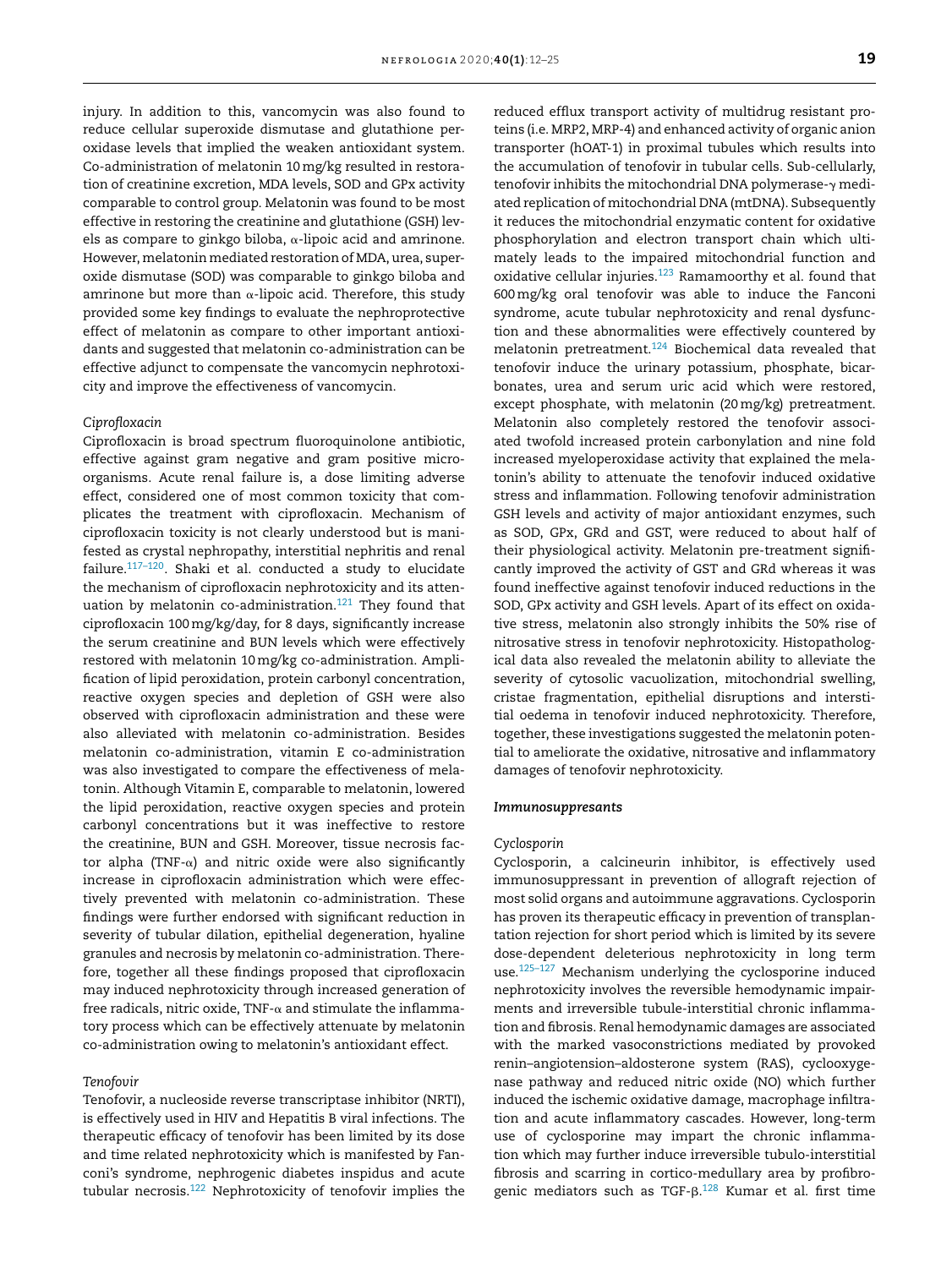injury. In addition to this, vancomycin was also found to reduce cellular superoxide dismutase and glutathione peroxidase levels that implied the weaken antioxidant system. Co-administration of melatonin 10 mg/kg resulted in restoration of creatinine excretion, MDA levels, SOD and GPx activity comparable to control group. Melatonin was found to be most effective in restoring the creatinine and glutathione (GSH) levels as compare to ginkgo biloba, α-lipoic acid and amrinone. However, melatonin mediated restoration of MDA, urea, superoxide dismutase (SOD) was comparable to ginkgo biloba and amrinone but more than α-lipoic acid. Therefore, this study provided some key findings to evaluate the nephroprotective effect of melatonin as compare to other important antioxidants and suggested that melatonin co-administration can be effective adjunct to compensate the vancomycin nephrotoxicity and improve the effectiveness of vancomycin.

*Ciprofloxacin*

Ciprofloxacin is broad spectrum fluoroquinolone antibiotic, effective against gram negative and gram positive microorganisms. Acute renal failure is, a dose limiting adverse effect, considered one of most common toxicity that complicates the treatment with ciprofloxacin. Mechanism of ciprofloxacin toxicity is not clearly understood but is manifested as crystal nephropathy, interstitial nephritis and renal failure.[117–120]. Shaki et al. conducted a study to elucidate the mechanism of ciprofloxacin nephrotoxicity and its attenuation by melatonin co-administration.[121] They found that ciprofloxacin 100 mg/kg/day, for 8 days, significantly increase the serum creatinine and BUN levels which were effectively restored with melatonin 10 mg/kg co-administration. Amplification of lipid peroxidation, protein carbonyl concentration, reactive oxygen species and depletion of GSH were also observed with ciprofloxacin administration and these were also alleviated with melatonin co-administration. Besides melatonin co-administration, vitamin E co-administration was also investigated to compare the effectiveness of melatonin. Although Vitamin E, comparable to melatonin, lowered the lipid peroxidation, reactive oxygen species and protein carbonyl concentrations but it was ineffective to restore the creatinine, BUN and GSH. Moreover, tissue necrosis factor alpha (TNF-α) and nitric oxide were also significantly increase in ciprofloxacin administration which were effectively prevented with melatonin co-administration. These findings were further endorsed with significant reduction in severity of tubular dilation, epithelial degeneration, hyaline granules and necrosis by melatonin co-administration. Therefore, together all these findings proposed that ciprofloxacin may induced nephrotoxicity through increased generation of free radicals, nitric oxide, TNF-α and stimulate the inflammatory process which can be effectively attenuate by melatonin co-administration owing to melatonin's antioxidant effect.

*Tenofovir*

Tenofovir, a nucleoside reverse transcriptase inhibitor (NRTI), is effectively used in HIV and Hepatitis B viral infections. The therapeutic efficacy of tenofovir has been limited by its dose and time related nephrotoxicity which is manifested by Fanconi's syndrome, nephrogenic diabetes inspidus and acute tubular necrosis.[122] Nephrotoxicity of tenofovir implies the reduced efflux transport activity of multidrug resistant proteins (i.e. MRP2, MRP-4) and enhanced activity of organic anion transporter (hOAT-1) in proximal tubules which results into the accumulation of tenofovir in tubular cells. Sub-cellularly, tenofovir inhibits the mitochondrial DNA polymerase-γ mediated replication of mitochondrial DNA (mtDNA). Subsequently it reduces the mitochondrial enzymatic content for oxidative phosphorylation and electron transport chain which ultimately leads to the impaired mitochondrial function and oxidative cellular injuries.[123] Ramamoorthy et al. found that 600 mg/kg oral tenofovir was able to induce the Fanconi syndrome, acute tubular nephrotoxicity and renal dysfunction and these abnormalities were effectively countered by melatonin pretreatment.[124] Biochemical data revealed that tenofovir induce the urinary potassium, phosphate, bicarbonates, urea and serum uric acid which were restored, except phosphate, with melatonin (20 mg/kg) pretreatment. Melatonin also completely restored the tenofovir associated twofold increased protein carbonylation and nine fold increased myeloperoxidase activity that explained the melatonin's ability to attenuate the tenofovir induced oxidative stress and inflammation. Following tenofovir administration GSH levels and activity of major antioxidant enzymes, such as SOD, GPx, GRd and GST, were reduced to about half of their physiological activity. Melatonin pre-treatment significantly improved the activity of GST and GRd whereas it was found ineffective against tenofovir induced reductions in the SOD, GPx activity and GSH levels. Apart of its effect on oxidative stress, melatonin also strongly inhibits the 50% rise of nitrosative stress in tenofovir nephrotoxicity. Histopathological data also revealed the melatonin ability to alleviate the severity of cytosolic vacuolization, mitochondrial swelling, cristae fragmentation, epithelial disruptions and interstitial oedema in tenofovir induced nephrotoxicity. Therefore, together, these investigations suggested the melatonin potential to ameliorate the oxidative, nitrosative and inflammatory damages of tenofovir nephrotoxicity.

***Immunosuppresants***

*Cyclosporin*

Cyclosporin, a calcineurin inhibitor, is effectively used immunosuppressant in prevention of allograft rejection of most solid organs and autoimmune aggravations. Cyclosporin has proven its therapeutic efficacy in prevention of transplantation rejection for short period which is limited by its severe dose-dependent deleterious nephrotoxicity in long term use.[125–127] Mechanism underlying the cyclosporine induced nephrotoxicity involves the reversible hemodynamic impairments and irreversible tubule-interstitial chronic inflammation and fibrosis. Renal hemodynamic damages are associated with the marked vasoconstrictions mediated by provoked renin–angiotensin–aldosterone system (RAS), cyclooxygenase pathway and reduced nitric oxide (NO) which further induced the ischemic oxidative damage, macrophage infiltration and acute inflammatory cascades. However, long-term use of cyclosporine may impart the chronic inflammation which may further induce irreversible tubulo-interstitial fibrosis and scarring in cortico-medullary area by profibrogenic mediators such as TGF-β.[128] Kumar et al. first time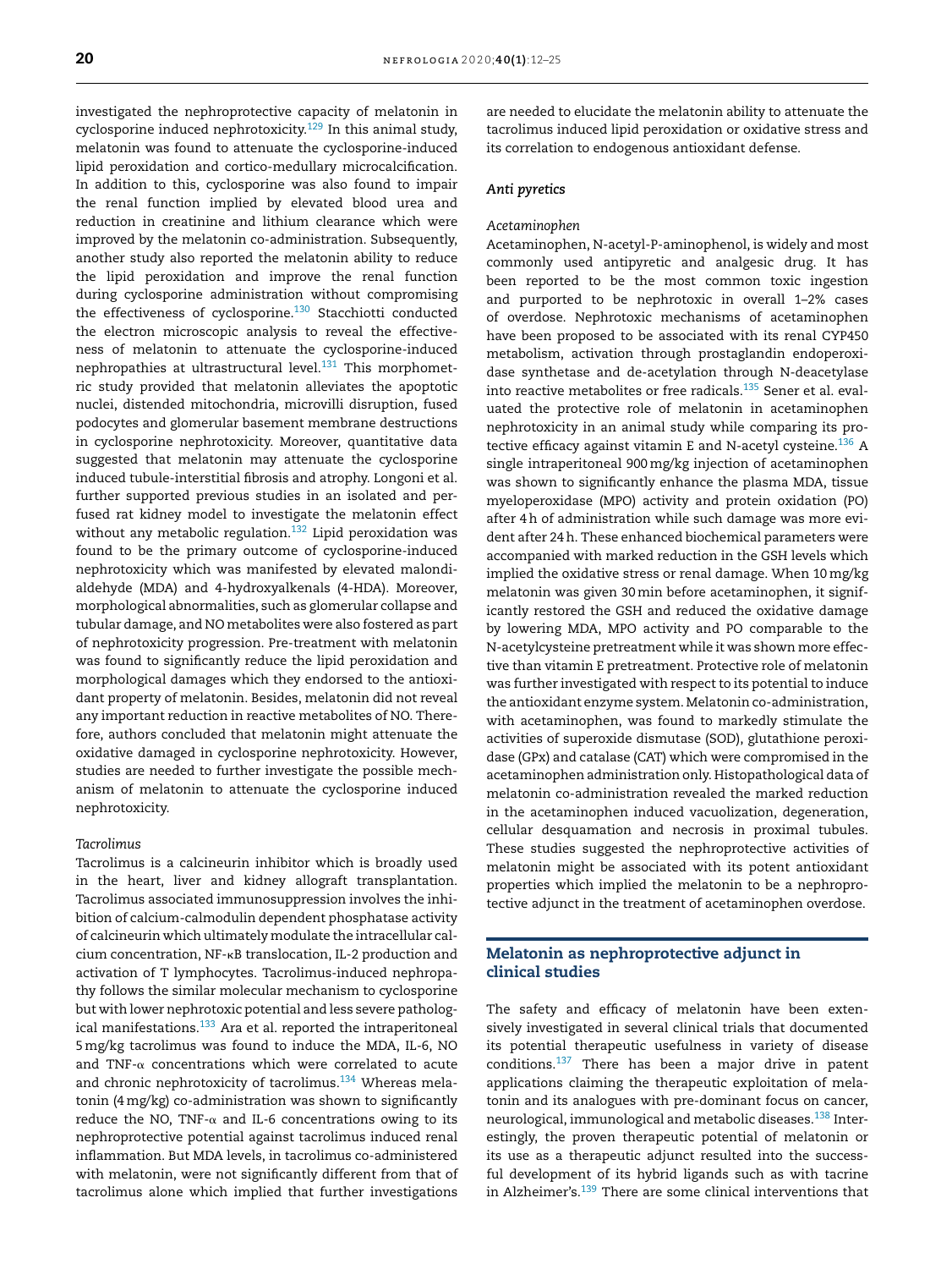investigated the nephroprotective capacity of melatonin in cyclosporine induced nephrotoxicity.[129] In this animal study, melatonin was found to attenuate the cyclosporine-induced lipid peroxidation and cortico-medullary microcalcification. In addition to this, cyclosporine was also found to impair the renal function implied by elevated blood urea and reduction in creatinine and lithium clearance which were improved by the melatonin co-administration. Subsequently, another study also reported the melatonin ability to reduce the lipid peroxidation and improve the renal function during cyclosporine administration without compromising the effectiveness of cyclosporine.[130] Stacchiotti conducted the electron microscopic analysis to reveal the effectiveness of melatonin to attenuate the cyclosporine-induced nephropathies at ultrastructural level.[131] This morphometric study provided that melatonin alleviates the apoptotic nuclei, distended mitochondria, microvilli disruption, fused podocytes and glomerular basement membrane destructions in cyclosporine nephrotoxicity. Moreover, quantitative data suggested that melatonin may attenuate the cyclosporine induced tubule-interstitial fibrosis and atrophy. Longoni et al. further supported previous studies in an isolated and perfused rat kidney model to investigate the melatonin effect without any metabolic regulation.[132] Lipid peroxidation was found to be the primary outcome of cyclosporine-induced nephrotoxicity which was manifested by elevated malondialdehyde (MDA) and 4-hydroxyalkenals (4-HDA). Moreover, morphological abnormalities, such as glomerular collapse and tubular damage, and NO metabolites were also fostered as part of nephrotoxicity progression. Pre-treatment with melatonin was found to significantly reduce the lipid peroxidation and morphological damages which they endorsed to the antioxidant property of melatonin. Besides, melatonin did not reveal any important reduction in reactive metabolites of NO. Therefore, authors concluded that melatonin might attenuate the oxidative damaged in cyclosporine nephrotoxicity. However, studies are needed to further investigate the possible mechanism of melatonin to attenuate the cyclosporine induced nephrotoxicity.

*Tacrolimus*

Tacrolimus is a calcineurin inhibitor which is broadly used in the heart, liver and kidney allograft transplantation. Tacrolimus associated immunosuppression involves the inhibition of calcium-calmodulin dependent phosphatase activity of calcineurin which ultimately modulate the intracellular calcium concentration, NF-κB translocation, IL-2 production and activation of T lymphocytes. Tacrolimus-induced nephropathy follows the similar molecular mechanism to cyclosporine but with lower nephrotoxic potential and less severe pathological manifestations.[133] Ara et al. reported the intraperitoneal 5 mg/kg tacrolimus was found to induce the MDA, IL-6, NO and TNF-α concentrations which were correlated to acute and chronic nephrotoxicity of tacrolimus.[134] Whereas melatonin (4 mg/kg) co-administration was shown to significantly reduce the NO, TNF-α and IL-6 concentrations owing to its nephroprotective potential against tacrolimus induced renal inflammation. But MDA levels, in tacrolimus co-administered with melatonin, were not significantly different from that of tacrolimus alone which implied that further investigations are needed to elucidate the melatonin ability to attenuate the tacrolimus induced lipid peroxidation or oxidative stress and its correlation to endogenous antioxidant defense.

### *Anti pyretics*

*Acetaminophen*

Acetaminophen, N-acetyl-P-aminophenol, is widely and most commonly used antipyretic and analgesic drug. It has been reported to be the most common toxic ingestion and purported to be nephrotoxic in overall 1–2% cases of overdose. Nephrotoxic mechanisms of acetaminophen have been proposed to be associated with its renal CYP450 metabolism, activation through prostaglandin endoperoxidase synthetase and de-acetylation through N-deacetylase into reactive metabolites or free radicals.[135] Sener et al. evaluated the protective role of melatonin in acetaminophen nephrotoxicity in an animal study while comparing its protective efficacy against vitamin E and N-acetyl cysteine.[136] A single intraperitoneal 900 mg/kg injection of acetaminophen was shown to significantly enhance the plasma MDA, tissue myeloperoxidase (MPO) activity and protein oxidation (PO) after 4 h of administration while such damage was more evident after 24 h. These enhanced biochemical parameters were accompanied with marked reduction in the GSH levels which implied the oxidative stress or renal damage. When 10 mg/kg melatonin was given 30 min before acetaminophen, it significantly restored the GSH and reduced the oxidative damage by lowering MDA, MPO activity and PO comparable to the N-acetylcysteine pretreatment while it was shown more effective than vitamin E pretreatment. Protective role of melatonin was further investigated with respect to its potential to induce the antioxidant enzyme system. Melatonin co-administration, with acetaminophen, was found to markedly stimulate the activities of superoxide dismutase (SOD), glutathione peroxidase (GPx) and catalase (CAT) which were compromised in the acetaminophen administration only. Histopathological data of melatonin co-administration revealed the marked reduction in the acetaminophen induced vacuolization, degeneration, cellular desquamation and necrosis in proximal tubules. These studies suggested the nephroprotective activities of melatonin might be associated with its potent antioxidant properties which implied the melatonin to be a nephroprotective adjunct in the treatment of acetaminophen overdose.

## Melatonin as nephroprotective adjunct in clinical studies

The safety and efficacy of melatonin have been extensively investigated in several clinical trials that documented its potential therapeutic usefulness in variety of disease conditions.[137] There has been a major drive in patent applications claiming the therapeutic exploitation of melatonin and its analogues with pre-dominant focus on cancer, neurological, immunological and metabolic diseases.[138] Interestingly, the proven therapeutic potential of melatonin or its use as a therapeutic adjunct resulted into the successful development of its hybrid ligands such as with tacrine in Alzheimer's.[139] There are some clinical interventions that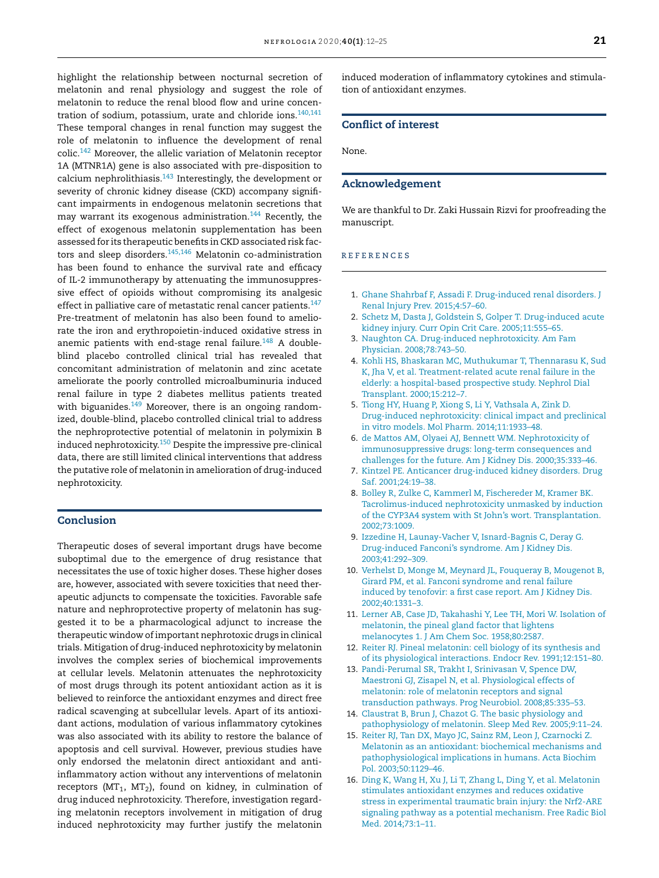highlight the relationship between nocturnal secretion of melatonin and renal physiology and suggest the role of melatonin to reduce the renal blood flow and urine concentration of sodium, potassium, urate and chloride ions.[140,141] These temporal changes in renal function may suggest the role of melatonin to influence the development of renal colic.[142] Moreover, the allelic variation of Melatonin receptor 1A (MTNR1A) gene is also associated with pre-disposition to calcium nephrolithiasis.[143] Interestingly, the development or severity of chronic kidney disease (CKD) accompany significant impairments in endogenous melatonin secretions that may warrant its exogenous administration.[144] Recently, the effect of exogenous melatonin supplementation has been assessed for its therapeutic benefits in CKD associated risk factors and sleep disorders.[145,146] Melatonin co-administration has been found to enhance the survival rate and efficacy of IL-2 immunotherapy by attenuating the immunosuppressive effect of opioids without compromising its analgesic effect in palliative care of metastatic renal cancer patients.[147] Pre-treatment of melatonin has also been found to ameliorate the iron and erythropoietin-induced oxidative stress in anemic patients with end-stage renal failure.[148] A double-blind placebo controlled clinical trial has revealed that concomitant administration of melatonin and zinc acetate ameliorate the poorly controlled microalbuminuria induced renal failure in type 2 diabetes mellitus patients treated with biguanides.[149] Moreover, there is an ongoing randomized, double-blind, placebo controlled clinical trial to address the nephroprotective potential of melatonin in polymixin B induced nephrotoxicity.[150] Despite the impressive pre-clinical data, there are still limited clinical interventions that address the putative role of melatonin in amelioration of drug-induced nephrotoxicity.

## Conclusion

Therapeutic doses of several important drugs have become suboptimal due to the emergence of drug resistance that necessitates the use of toxic higher doses. These higher doses are, however, associated with severe toxicities that need therapeutic adjuncts to compensate the toxicities. Favorable safe nature and nephroprotective property of melatonin has suggested it to be a pharmacological adjunct to increase the therapeutic window of important nephrotoxic drugs in clinical trials. Mitigation of drug-induced nephrotoxicity by melatonin involves the complex series of biochemical improvements at cellular levels. Melatonin attenuates the nephrotoxicity of most drugs through its potent antioxidant action as it is believed to reinforce the antioxidant enzymes and direct free radical scavenging at subcellular levels. Apart of its antioxidant actions, modulation of various inflammatory cytokines was also associated with its ability to restore the balance of apoptosis and cell survival. However, previous studies have only endorsed the melatonin direct antioxidant and anti-inflammatory action without any interventions of melatonin receptors ($MT_1$, $MT_2$), found on kidney, in culmination of drug induced nephrotoxicity. Therefore, investigation regarding melatonin receptors involvement in mitigation of drug induced nephrotoxicity may further justify the melatonin induced moderation of inflammatory cytokines and stimulation of antioxidant enzymes.

## Conflict of interest

None.

## Acknowledgement

We are thankful to Dr. Zaki Hussain Rizvi for proofreading the manuscript.

## REFERENCES

1. Ghane Shahrbaf F, Assadi F. Drug-induced renal disorders. J Renal Injury Prev. 2015;4:57–60.
2. Schetz M, Dasta J, Goldstein S, Golper T. Drug-induced acute kidney injury. Curr Opin Crit Care. 2005;11:555–65.
3. Naughton CA. Drug-induced nephrotoxicity. Am Fam Physician. 2008;78:743–50.
4. Kohli HS, Bhaskaran MC, Muthukumar T, Thennarasu K, Sud K, Jha V, et al. Treatment-related acute renal failure in the elderly: a hospital-based prospective study. Nephrol Dial Transplant. 2000;15:212–7.
5. Tiong HY, Huang P, Xiong S, Li Y, Vathsala A, Zink D. Drug-induced nephrotoxicity: clinical impact and preclinical in vitro models. Mol Pharm. 2014;11:1933–48.
6. de Mattos AM, Olyaei AJ, Bennett WM. Nephrotoxicity of immunosuppressive drugs: long-term consequences and challenges for the future. Am J Kidney Dis. 2000;35:333–46.
7. Kintzel PE. Anticancer drug-induced kidney disorders. Drug Saf. 2001;24:19–38.
8. Bolley R, Zulke C, Kammerl M, Fischereder M, Kramer BK. Tacrolimus-induced nephrotoxicity unmasked by induction of the CYP3A4 system with St John's wort. Transplantation. 2002;73:1009.
9. Izzedine H, Launay-Vacher V, Isnard-Bagnis C, Deray G. Drug-induced Fanconi's syndrome. Am J Kidney Dis. 2003;41:292–309.
10. Verhelst D, Monge M, Meynard JL, Fouqueray B, Mougenot B, Girard PM, et al. Fanconi syndrome and renal failure induced by tenofovir: a first case report. Am J Kidney Dis. 2002;40:1331–3.
11. Lerner AB, Case JD, Takahashi Y, Lee TH, Mori W. Isolation of melatonin, the pineal gland factor that lightens melanocytes 1. J Am Chem Soc. 1958;80:2587.
12. Reiter RJ. Pineal melatonin: cell biology of its synthesis and of its physiological interactions. Endocr Rev. 1991;12:151–80.
13. Pandi-Perumal SR, Trakht I, Srinivasan V, Spence DW, Maestroni GJ, Zisapel N, et al. Physiological effects of melatonin: role of melatonin receptors and signal transduction pathways. Prog Neurobiol. 2008;85:335–53.
14. Claustrat B, Brun J, Chazot G. The basic physiology and pathophysiology of melatonin. Sleep Med Rev. 2005;9:11–24.
15. Reiter RJ, Tan DX, Mayo JC, Sainz RM, Leon J, Czarnocki Z. Melatonin as an antioxidant: biochemical mechanisms and pathophysiological implications in humans. Acta Biochim Pol. 2003;50:1129–46.
16. Ding K, Wang H, Xu J, Li T, Zhang L, Ding Y, et al. Melatonin stimulates antioxidant enzymes and reduces oxidative stress in experimental traumatic brain injury: the Nrf2-ARE signaling pathway as a potential mechanism. Free Radic Biol Med. 2014;73:1–11.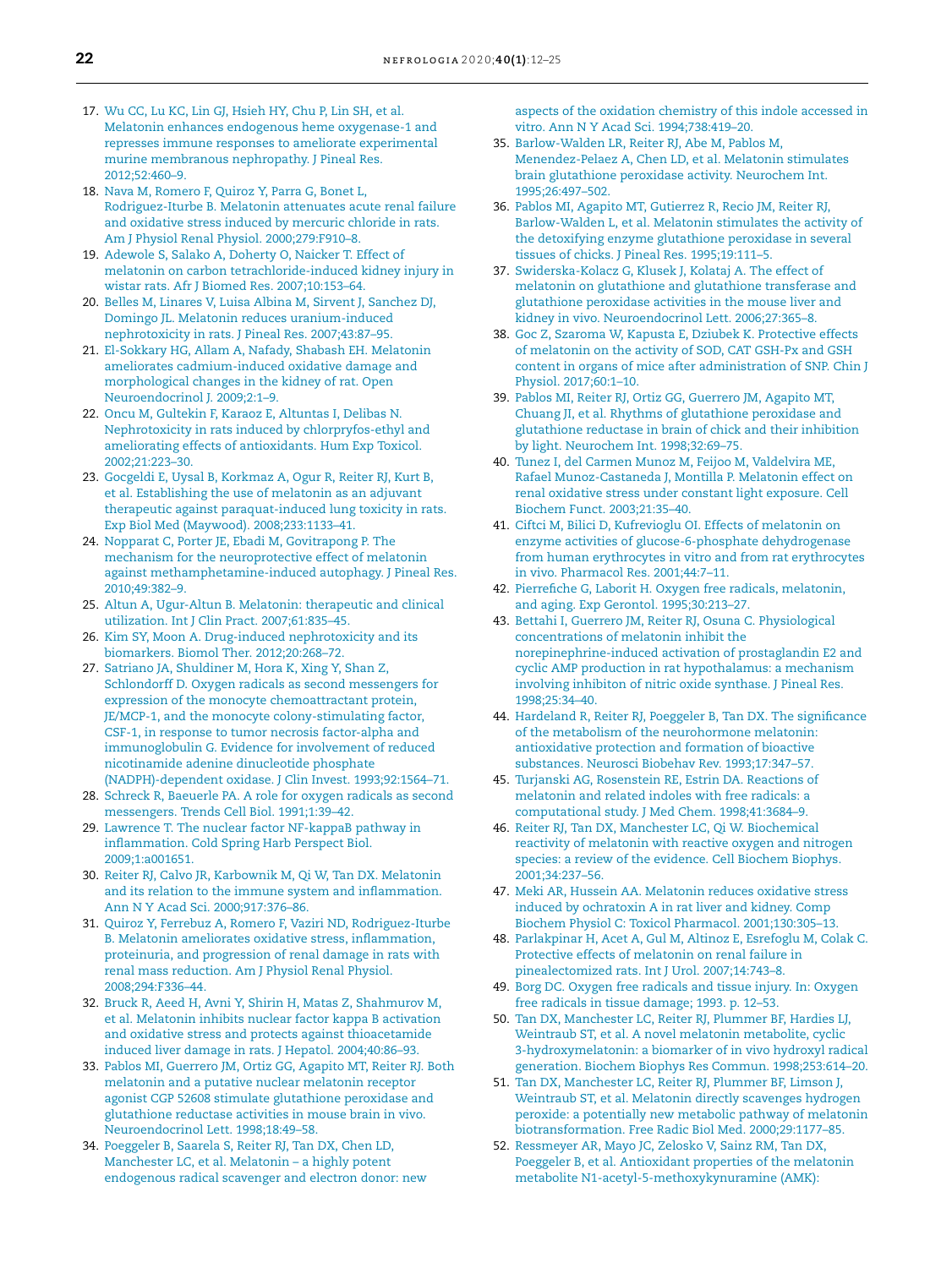17. Wu CC, Lu KC, Lin GJ, Hsieh HY, Chu P, Lin SH, et al. Melatonin enhances endogenous heme oxygenase-1 and represses immune responses to ameliorate experimental murine membranous nephropathy. J Pineal Res. 2012;52:460–9.
18. Nava M, Romero F, Quiroz Y, Parra G, Bonet L, Rodriguez-Iturbe B. Melatonin attenuates acute renal failure and oxidative stress induced by mercuric chloride in rats. Am J Physiol Renal Physiol. 2000;279:F910–8.
19. Adewole S, Salako A, Doherty O, Naicker T. Effect of melatonin on carbon tetrachloride-induced kidney injury in wistar rats. Afr J Biomed Res. 2007;10:153–64.
20. Belles M, Linares V, Luisa Albina M, Sirvent J, Sanchez DJ, Domingo JL. Melatonin reduces uranium-induced nephrotoxicity in rats. J Pineal Res. 2007;43:87–95.
21. El-Sokkary HG, Allam A, Nafady, Shabash EH. Melatonin ameliorates cadmium-induced oxidative damage and morphological changes in the kidney of rat. Open Neuroendocrinol J. 2009;2:1–9.
22. Oncu M, Gultekin F, Karaoz E, Altuntas I, Delibas N. Nephrotoxicity in rats induced by chlorpryfos-ethyl and ameliorating effects of antioxidants. Hum Exp Toxicol. 2002;21:223–30.
23. Gocgeldi E, Uysal B, Korkmaz A, Ogur R, Reiter RJ, Kurt B, et al. Establishing the use of melatonin as an adjuvant therapeutic against paraquat-induced lung toxicity in rats. Exp Biol Med (Maywood). 2008;233:1133–41.
24. Nopparat C, Porter JE, Ebadi M, Govitrapong P. The mechanism for the neuroprotective effect of melatonin against methamphetamine-induced autophagy. J Pineal Res. 2010;49:382–9.
25. Altun A, Ugur-Altun B. Melatonin: therapeutic and clinical utilization. Int J Clin Pract. 2007;61:835–45.
26. Kim SY, Moon A. Drug-induced nephrotoxicity and its biomarkers. Biomol Ther. 2012;20:268–72.
27. Satriano JA, Shuldiner M, Hora K, Xing Y, Shan Z, Schlondorff D. Oxygen radicals as second messengers for expression of the monocyte chemoattractant protein, JE/MCP-1, and the monocyte colony-stimulating factor, CSF-1, in response to tumor necrosis factor-alpha and immunoglobulin G. Evidence for involvement of reduced nicotinamide adenine dinucleotide phosphate (NADPH)-dependent oxidase. J Clin Invest. 1993;92:1564–71.
28. Schreck R, Baeuerle PA. A role for oxygen radicals as second messengers. Trends Cell Biol. 1991;1:39–42.
29. Lawrence T. The nuclear factor NF-kappaB pathway in inflammation. Cold Spring Harb Perspect Biol. 2009;1:a001651.
30. Reiter RJ, Calvo JR, Karbownik M, Qi W, Tan DX. Melatonin and its relation to the immune system and inflammation. Ann N Y Acad Sci. 2000;917:376–86.
31. Quiroz Y, Ferrebuz A, Romero F, Vaziri ND, Rodriguez-Iturbe B. Melatonin ameliorates oxidative stress, inflammation, proteinuria, and progression of renal damage in rats with renal mass reduction. Am J Physiol Renal Physiol. 2008;294:F336–44.
32. Bruck R, Aeed H, Avni Y, Shirin H, Matas Z, Shahmurov M, et al. Melatonin inhibits nuclear factor kappa B activation and oxidative stress and protects against thioacetamide induced liver damage in rats. J Hepatol. 2004;40:86–93.
33. Pablos MI, Guerrero JM, Ortiz GG, Agapito MT, Reiter RJ. Both melatonin and a putative nuclear melatonin receptor agonist CGP 52608 stimulate glutathione peroxidase and glutathione reductase activities in mouse brain in vivo. Neuroendocrinol Lett. 1998;18:49–58.
34. Poeggeler B, Saarela S, Reiter RJ, Tan DX, Chen LD, Manchester LC, et al. Melatonin – a highly potent endogenous radical scavenger and electron donor: new aspects of the oxidation chemistry of this indole accessed in vitro. Ann N Y Acad Sci. 1994;738:419–20.
35. Barlow-Walden LR, Reiter RJ, Abe M, Pablos M, Menendez-Pelaez A, Chen LD, et al. Melatonin stimulates brain glutathione peroxidase activity. Neurochem Int. 1995;26:497–502.
36. Pablos MI, Agapito MT, Gutierrez R, Recio JM, Reiter RJ, Barlow-Walden L, et al. Melatonin stimulates the activity of the detoxifying enzyme glutathione peroxidase in several tissues of chicks. J Pineal Res. 1995;19:111–5.
37. Swiderska-Kolacz G, Klusek J, Kolataj A. The effect of melatonin on glutathione and glutathione transferase and glutathione peroxidase activities in the mouse liver and kidney in vivo. Neuroendocrinol Lett. 2006;27:365–8.
38. Goc Z, Szaroma W, Kapusta E, Dziubek K. Protective effects of melatonin on the activity of SOD, CAT GSH-Px and GSH content in organs of mice after administration of SNP. Chin J Physiol. 2017;60:1–10.
39. Pablos MI, Reiter RJ, Ortiz GG, Guerrero JM, Agapito MT, Chuang JI, et al. Rhythms of glutathione peroxidase and glutathione reductase in brain of chick and their inhibition by light. Neurochem Int. 1998;32:69–75.
40. Tunez I, del Carmen Munoz M, Feijoo M, Valdelvira ME, Rafael Munoz-Castaneda J, Montilla P. Melatonin effect on renal oxidative stress under constant light exposure. Cell Biochem Funct. 2003;21:35–40.
41. Ciftci M, Bilici D, Kufrevioglu OI. Effects of melatonin on enzyme activities of glucose-6-phosphate dehydrogenase from human erythrocytes in vitro and from rat erythrocytes in vivo. Pharmacol Res. 2001;44:7–11.
42. Pierrefiche G, Laborit H. Oxygen free radicals, melatonin, and aging. Exp Gerontol. 1995;30:213–27.
43. Bettahi I, Guerrero JM, Reiter RJ, Osuna C. Physiological concentrations of melatonin inhibit the norepinephrine-induced activation of prostaglandin E2 and cyclic AMP production in rat hypothalamus: a mechanism involving inhibiton of nitric oxide synthase. J Pineal Res. 1998;25:34–40.
44. Hardeland R, Reiter RJ, Poeggeler B, Tan DX. The significance of the metabolism of the neurohormone melatonin: antioxidative protection and formation of bioactive substances. Neurosci Biobehav Rev. 1993;17:347–57.
45. Turjanski AG, Rosenstein RE, Estrin DA. Reactions of melatonin and related indoles with free radicals: a computational study. J Med Chem. 1998;41:3684–9.
46. Reiter RJ, Tan DX, Manchester LC, Qi W. Biochemical reactivity of melatonin with reactive oxygen and nitrogen species: a review of the evidence. Cell Biochem Biophys. 2001;34:237–56.
47. Meki AR, Hussein AA. Melatonin reduces oxidative stress induced by ochratoxin A in rat liver and kidney. Comp Biochem Physiol C: Toxicol Pharmacol. 2001;130:305–13.
48. Parlakpinar H, Acet A, Gul M, Altinoz E, Esrefoglu M, Colak C. Protective effects of melatonin on renal failure in pinealectomized rats. Int J Urol. 2007;14:743–8.
49. Borg DC. Oxygen free radicals and tissue injury. In: Oxygen free radicals in tissue damage; 1993. p. 12–53.
50. Tan DX, Manchester LC, Reiter RJ, Plummer BF, Hardies LJ, Weintraub ST, et al. A novel melatonin metabolite, cyclic 3-hydroxymelatonin: a biomarker of in vivo hydroxyl radical generation. Biochem Biophys Res Commun. 1998;253:614–20.
51. Tan DX, Manchester LC, Reiter RJ, Plummer BF, Limson J, Weintraub ST, et al. Melatonin directly scavenges hydrogen peroxide: a potentially new metabolic pathway of melatonin biotransformation. Free Radic Biol Med. 2000;29:1177–85.
52. Ressmeyer AR, Mayo JC, Zelosko V, Sainz RM, Tan DX, Poeggeler B, et al. Antioxidant properties of the melatonin metabolite N1-acetyl-5-methoxykynuramine (AMK):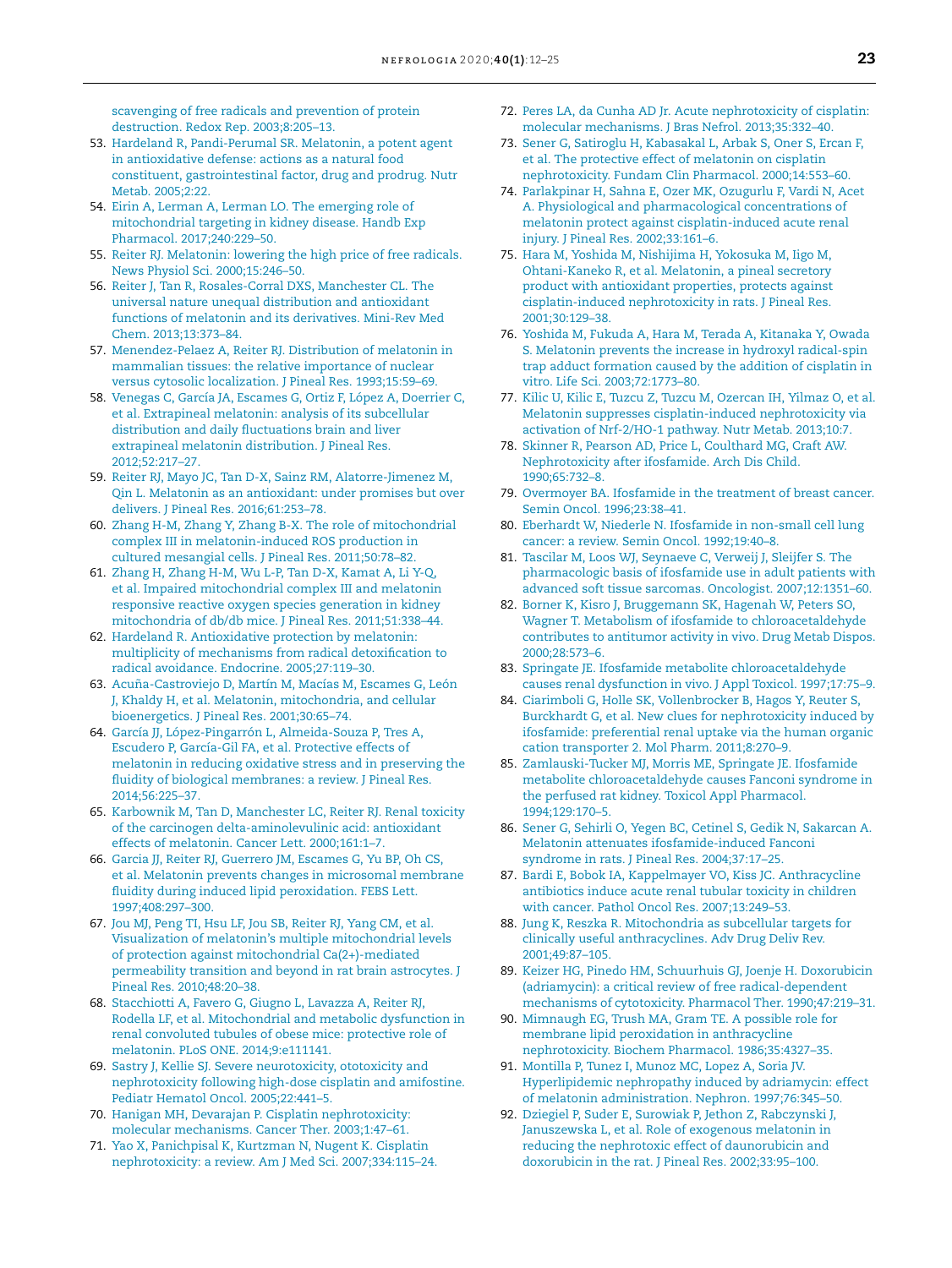scavenging of free radicals and prevention of protein destruction. Redox Rep. 2003;8:205–13.

53. Hardeland R, Pandi-Perumal SR. Melatonin, a potent agent in antioxidative defense: actions as a natural food constituent, gastrointestinal factor, drug and prodrug. Nutr Metab. 2005;2:22.
54. Eirin A, Lerman A, Lerman LO. The emerging role of mitochondrial targeting in kidney disease. Handb Exp Pharmacol. 2017;240:229–50.
55. Reiter RJ. Melatonin: lowering the high price of free radicals. News Physiol Sci. 2000;15:246–50.
56. Reiter J, Tan R, Rosales-Corral DXS, Manchester CL. The universal nature unequal distribution and antioxidant functions of melatonin and its derivatives. Mini-Rev Med Chem. 2013;13:373–84.
57. Menendez-Pelaez A, Reiter RJ. Distribution of melatonin in mammalian tissues: the relative importance of nuclear versus cytosolic localization. J Pineal Res. 1993;15:59–69.
58. Venegas C, García JA, Escames G, Ortiz F, López A, Doerrier C, et al. Extrapineal melatonin: analysis of its subcellular distribution and daily fluctuations brain and liver extrapineal melatonin distribution. J Pineal Res. 2012;52:217–27.
59. Reiter RJ, Mayo JC, Tan D-X, Sainz RM, Alatorre-Jimenez M, Qin L. Melatonin as an antioxidant: under promises but over delivers. J Pineal Res. 2016;61:253–78.
60. Zhang H-M, Zhang Y, Zhang B-X. The role of mitochondrial complex III in melatonin-induced ROS production in cultured mesangial cells. J Pineal Res. 2011;50:78–82.
61. Zhang H, Zhang H-M, Wu L-P, Tan D-X, Kamat A, Li Y-Q, et al. Impaired mitochondrial complex III and melatonin responsive reactive oxygen species generation in kidney mitochondria of db/db mice. J Pineal Res. 2011;51:338–44.
62. Hardeland R. Antioxidative protection by melatonin: multiplicity of mechanisms from radical detoxification to radical avoidance. Endocrine. 2005;27:119–30.
63. Acuña-Castroviejo D, Martín M, Macías M, Escames G, León J, Khaldy H, et al. Melatonin, mitochondria, and cellular bioenergetics. J Pineal Res. 2001;30:65–74.
64. García JJ, López-Pingarrón L, Almeida-Souza P, Tres A, Escudero P, García-Gil FA, et al. Protective effects of melatonin in reducing oxidative stress and in preserving the fluidity of biological membranes: a review. J Pineal Res. 2014;56:225–37.
65. Karbownik M, Tan D, Manchester LC, Reiter RJ. Renal toxicity of the carcinogen delta-aminolevulinic acid: antioxidant effects of melatonin. Cancer Lett. 2000;161:1–7.
66. Garcia JJ, Reiter RJ, Guerrero JM, Escames G, Yu BP, Oh CS, et al. Melatonin prevents changes in microsomal membrane fluidity during induced lipid peroxidation. FEBS Lett. 1997;408:297–300.
67. Jou MJ, Peng TI, Hsu LF, Jou SB, Reiter RJ, Yang CM, et al. Visualization of melatonin's multiple mitochondrial levels of protection against mitochondrial Ca(2+)-mediated permeability transition and beyond in rat brain astrocytes. J Pineal Res. 2010;48:20–38.
68. Stacchiotti A, Favero G, Giugno L, Lavazza A, Reiter RJ, Rodella LF, et al. Mitochondrial and metabolic dysfunction in renal convoluted tubules of obese mice: protective role of melatonin. PLoS ONE. 2014;9:e111141.
69. Sastry J, Kellie SJ. Severe neurotoxicity, ototoxicity and nephrotoxicity following high-dose cisplatin and amifostine. Pediatr Hematol Oncol. 2005;22:441–5.
70. Hanigan MH, Devarajan P. Cisplatin nephrotoxicity: molecular mechanisms. Cancer Ther. 2003;1:47–61.
71. Yao X, Panichpisal K, Kurtzman N, Nugent K. Cisplatin nephrotoxicity: a review. Am J Med Sci. 2007;334:115–24.
72. Peres LA, da Cunha AD Jr. Acute nephrotoxicity of cisplatin: molecular mechanisms. J Bras Nefrol. 2013;35:332–40.
73. Sener G, Satiroglu H, Kabasakal L, Arbak S, Oner S, Ercan F, et al. The protective effect of melatonin on cisplatin nephrotoxicity. Fundam Clin Pharmacol. 2000;14:553–60.
74. Parlakpinar H, Sahna E, Ozer MK, Ozugurlu F, Vardi N, Acet A. Physiological and pharmacological concentrations of melatonin protect against cisplatin-induced acute renal injury. J Pineal Res. 2002;33:161–6.
75. Hara M, Yoshida M, Nishijima H, Yokosuka M, Iigo M, Ohtani-Kaneko R, et al. Melatonin, a pineal secretory product with antioxidant properties, protects against cisplatin-induced nephrotoxicity in rats. J Pineal Res. 2001;30:129–38.
76. Yoshida M, Fukuda A, Hara M, Terada A, Kitanaka Y, Owada S. Melatonin prevents the increase in hydroxyl radical-spin trap adduct formation caused by the addition of cisplatin in vitro. Life Sci. 2003;72:1773–80.
77. Kilic U, Kilic E, Tuzcu Z, Tuzcu M, Ozercan IH, Yilmaz O, et al. Melatonin suppresses cisplatin-induced nephrotoxicity via activation of Nrf-2/HO-1 pathway. Nutr Metab. 2013;10:7.
78. Skinner R, Pearson AD, Price L, Coulthard MG, Craft AW. Nephrotoxicity after ifosfamide. Arch Dis Child. 1990;65:732–8.
79. Overmoyer BA. Ifosfamide in the treatment of breast cancer. Semin Oncol. 1996;23:38–41.
80. Eberhardt W, Niederle N. Ifosfamide in non-small cell lung cancer: a review. Semin Oncol. 1992;19:40–8.
81. Tascilar M, Loos WJ, Seynaeve C, Verweij J, Sleijfer S. The pharmacologic basis of ifosfamide use in adult patients with advanced soft tissue sarcomas. Oncologist. 2007;12:1351–60.
82. Borner K, Kisro J, Bruggemann SK, Hagenah W, Peters SO, Wagner T. Metabolism of ifosfamide to chloroacetaldehyde contributes to antitumor activity in vivo. Drug Metab Dispos. 2000;28:573–6.
83. Springate JE. Ifosfamide metabolite chloroacetaldehyde causes renal dysfunction in vivo. J Appl Toxicol. 1997;17:75–9.
84. Ciarimboli G, Holle SK, Vollenbrocker B, Hagos Y, Reuter S, Burckhardt G, et al. New clues for nephrotoxicity induced by ifosfamide: preferential renal uptake via the human organic cation transporter 2. Mol Pharm. 2011;8:270–9.
85. Zamlauski-Tucker MJ, Morris ME, Springate JE. Ifosfamide metabolite chloroacetaldehyde causes Fanconi syndrome in the perfused rat kidney. Toxicol Appl Pharmacol. 1994;129:170–5.
86. Sener G, Sehirli O, Yegen BC, Cetinel S, Gedik N, Sakarcan A. Melatonin attenuates ifosfamide-induced Fanconi syndrome in rats. J Pineal Res. 2004;37:17–25.
87. Bardi E, Bobok IA, Kappelmayer VO, Kiss JC. Anthracycline antibiotics induce acute renal tubular toxicity in children with cancer. Pathol Oncol Res. 2007;13:249–53.
88. Jung K, Reszka R. Mitochondria as subcellular targets for clinically useful anthracyclines. Adv Drug Deliv Rev. 2001;49:87–105.
89. Keizer HG, Pinedo HM, Schuurhuis GJ, Joenje H. Doxorubicin (adriamycin): a critical review of free radical-dependent mechanisms of cytotoxicity. Pharmacol Ther. 1990;47:219–31.
90. Mimnaugh EG, Trush MA, Gram TE. A possible role for membrane lipid peroxidation in anthracycline nephrotoxicity. Biochem Pharmacol. 1986;35:4327–35.
91. Montilla P, Tunez I, Munoz MC, Lopez A, Soria JV. Hyperlipidemic nephropathy induced by adriamycin: effect of melatonin administration. Nephron. 1997;76:345–50.
92. Dziegiel P, Suder E, Surowiak P, Jethon Z, Rabczynski J, Januszewska L, et al. Role of exogenous melatonin in reducing the nephrotoxic effect of daunorubicin and doxorubicin in the rat. J Pineal Res. 2002;33:95–100.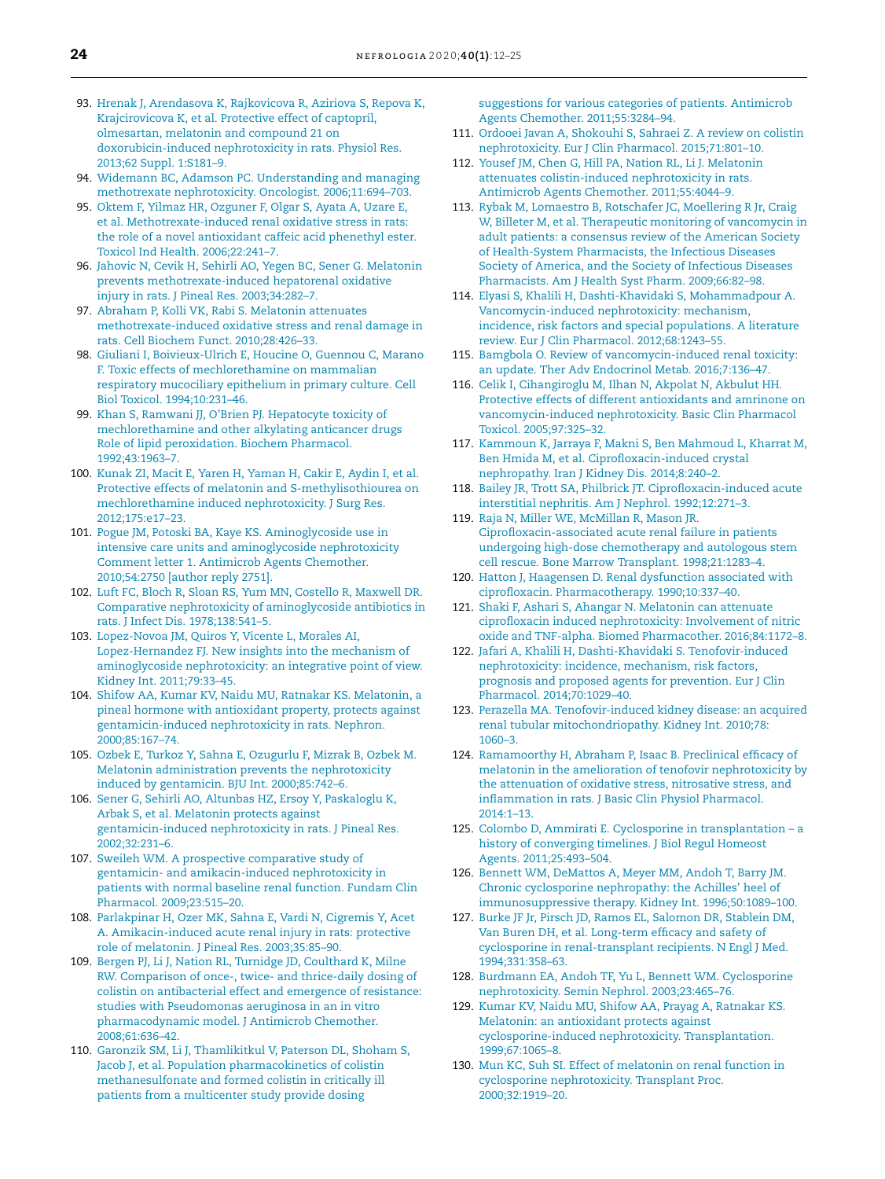93. Hrenak J, Arendasova K, Rajkovicova R, Aziriova S, Repova K, Krajcirovicova K, et al. Protective effect of captopril, olmesartan, melatonin and compound 21 on doxorubicin-induced nephrotoxicity in rats. Physiol Res. 2013;62 Suppl. 1:S181–9.
94. Widemann BC, Adamson PC. Understanding and managing methotrexate nephrotoxicity. Oncologist. 2006;11:694–703.
95. Oktem F, Yilmaz HR, Ozguner F, Olgar S, Ayata A, Uzare E, et al. Methotrexate-induced renal oxidative stress in rats: the role of a novel antioxidant caffeic acid phenethyl ester. Toxicol Ind Health. 2006;22:241–7.
96. Jahovic N, Cevik H, Sehirli AO, Yegen BC, Sener G. Melatonin prevents methotrexate-induced hepatorenal oxidative injury in rats. J Pineal Res. 2003;34:282–7.
97. Abraham P, Kolli VK, Rabi S. Melatonin attenuates methotrexate-induced oxidative stress and renal damage in rats. Cell Biochem Funct. 2010;28:426–33.
98. Giuliani I, Boivieux-Ulrich E, Houcine O, Guennou C, Marano F. Toxic effects of mechlorethamine on mammalian respiratory mucociliary epithelium in primary culture. Cell Biol Toxicol. 1994;10:231–46.
99. Khan S, Ramwani JJ, O'Brien PJ. Hepatocyte toxicity of mechlorethamine and other alkylating anticancer drugs Role of lipid peroxidation. Biochem Pharmacol. 1992;43:1963–7.
100. Kunak ZI, Macit E, Yaren H, Yaman H, Cakir E, Aydin I, et al. Protective effects of melatonin and S-methylisothiourea on mechlorethamine induced nephrotoxicity. J Surg Res. 2012;175:e17–23.
101. Pogue JM, Potoski BA, Kaye KS. Aminoglycoside use in intensive care units and aminoglycoside nephrotoxicity Comment letter 1. Antimicrob Agents Chemother. 2010;54:2750 [author reply 2751].
102. Luft FC, Bloch R, Sloan RS, Yum MN, Costello R, Maxwell DR. Comparative nephrotoxicity of aminoglycoside antibiotics in rats. J Infect Dis. 1978;138:541–5.
103. Lopez-Novoa JM, Quiros Y, Vicente L, Morales AI, Lopez-Hernandez FJ. New insights into the mechanism of aminoglycoside nephrotoxicity: an integrative point of view. Kidney Int. 2011;79:33–45.
104. Shifow AA, Kumar KV, Naidu MU, Ratnakar KS. Melatonin, a pineal hormone with antioxidant property, protects against gentamicin-induced nephrotoxicity in rats. Nephron. 2000;85:167–74.
105. Ozbek E, Turkoz Y, Sahna E, Ozugurlu F, Mizrak B, Ozbek M. Melatonin administration prevents the nephrotoxicity induced by gentamicin. BJU Int. 2000;85:742–6.
106. Sener G, Sehirli AO, Altunbas HZ, Ersoy Y, Paskaloglu K, Arbak S, et al. Melatonin protects against gentamicin-induced nephrotoxicity in rats. J Pineal Res. 2002;32:231–6.
107. Sweileh WM. A prospective comparative study of gentamicin- and amikacin-induced nephrotoxicity in patients with normal baseline renal function. Fundam Clin Pharmacol. 2009;23:515–20.
108. Parlakpinar H, Ozer MK, Sahna E, Vardi N, Cigremis Y, Acet A. Amikacin-induced acute renal injury in rats: protective role of melatonin. J Pineal Res. 2003;35:85–90.
109. Bergen PJ, Li J, Nation RL, Turnidge JD, Coulthard K, Milne RW. Comparison of once-, twice- and thrice-daily dosing of colistin on antibacterial effect and emergence of resistance: studies with Pseudomonas aeruginosa in an in vitro pharmacodynamic model. J Antimicrob Chemother. 2008;61:636–42.
110. Garonzik SM, Li J, Thamlikitkul V, Paterson DL, Shoham S, Jacob J, et al. Population pharmacokinetics of colistin methanesulfonate and formed colistin in critically ill patients from a multicenter study provide dosing suggestions for various categories of patients. Antimicrob Agents Chemother. 2011;55:3284–94.
111. Ordooei Javan A, Shokouhi S, Sahraei Z. A review on colistin nephrotoxicity. Eur J Clin Pharmacol. 2015;71:801–10.
112. Yousef JM, Chen G, Hill PA, Nation RL, Li J. Melatonin attenuates colistin-induced nephrotoxicity in rats. Antimicrob Agents Chemother. 2011;55:4044–9.
113. Rybak M, Lomaestro B, Rotschafer JC, Moellering R Jr, Craig W, Billeter M, et al. Therapeutic monitoring of vancomycin in adult patients: a consensus review of the American Society of Health-System Pharmacists, the Infectious Diseases Society of America, and the Society of Infectious Diseases Pharmacists. Am J Health Syst Pharm. 2009;66:82–98.
114. Elyasi S, Khalili H, Dashti-Khavidaki S, Mohammadpour A. Vancomycin-induced nephrotoxicity: mechanism, incidence, risk factors and special populations. A literature review. Eur J Clin Pharmacol. 2012;68:1243–55.
115. Bamgbola O. Review of vancomycin-induced renal toxicity: an update. Ther Adv Endocrinol Metab. 2016;7:136–47.
116. Celik I, Cihangiroglu M, Ilhan N, Akpolat N, Akbulut HH. Protective effects of different antioxidants and amrinone on vancomycin-induced nephrotoxicity. Basic Clin Pharmacol Toxicol. 2005;97:325–32.
117. Kammoun K, Jarraya F, Makni S, Ben Mahmoud L, Kharrat M, Ben Hmida M, et al. Ciprofloxacin-induced crystal nephropathy. Iran J Kidney Dis. 2014;8:240–2.
118. Bailey JR, Trott SA, Philbrick JT. Ciprofloxacin-induced acute interstitial nephritis. Am J Nephrol. 1992;12:271–3.
119. Raja N, Miller WE, McMillan R, Mason JR. Ciprofloxacin-associated acute renal failure in patients undergoing high-dose chemotherapy and autologous stem cell rescue. Bone Marrow Transplant. 1998;21:1283–4.
120. Hatton J, Haagensen D. Renal dysfunction associated with ciprofloxacin. Pharmacotherapy. 1990;10:337–40.
121. Shaki F, Ashari S, Ahangar N. Melatonin can attenuate ciprofloxacin induced nephrotoxicity: Involvement of nitric oxide and TNF-alpha. Biomed Pharmacother. 2016;84:1172–8.
122. Jafari A, Khalili H, Dashti-Khavidaki S. Tenofovir-induced nephrotoxicity: incidence, mechanism, risk factors, prognosis and proposed agents for prevention. Eur J Clin Pharmacol. 2014;70:1029–40.
123. Perazella MA. Tenofovir-induced kidney disease: an acquired renal tubular mitochondriopathy. Kidney Int. 2010;78: 1060–3.
124. Ramamoorthy H, Abraham P, Isaac B. Preclinical efficacy of melatonin in the amelioration of tenofovir nephrotoxicity by the attenuation of oxidative stress, nitrosative stress, and inflammation in rats. J Basic Clin Physiol Pharmacol. 2014:1–13.
125. Colombo D, Ammirati E. Cyclosporine in transplantation – a history of converging timelines. J Biol Regul Homeost Agents. 2011;25:493–504.
126. Bennett WM, DeMattos A, Meyer MM, Andoh T, Barry JM. Chronic cyclosporine nephropathy: the Achilles' heel of immunosuppressive therapy. Kidney Int. 1996;50:1089–100.
127. Burke JF Jr, Pirsch JD, Ramos EL, Salomon DR, Stablein DM, Van Buren DH, et al. Long-term efficacy and safety of cyclosporine in renal-transplant recipients. N Engl J Med. 1994;331:358–63.
128. Burdmann EA, Andoh TF, Yu L, Bennett WM. Cyclosporine nephrotoxicity. Semin Nephrol. 2003;23:465–76.
129. Kumar KV, Naidu MU, Shifow AA, Prayag A, Ratnakar KS. Melatonin: an antioxidant protects against cyclosporine-induced nephrotoxicity. Transplantation. 1999;67:1065–8.
130. Mun KC, Suh SI. Effect of melatonin on renal function in cyclosporine nephrotoxicity. Transplant Proc. 2000;32:1919–20.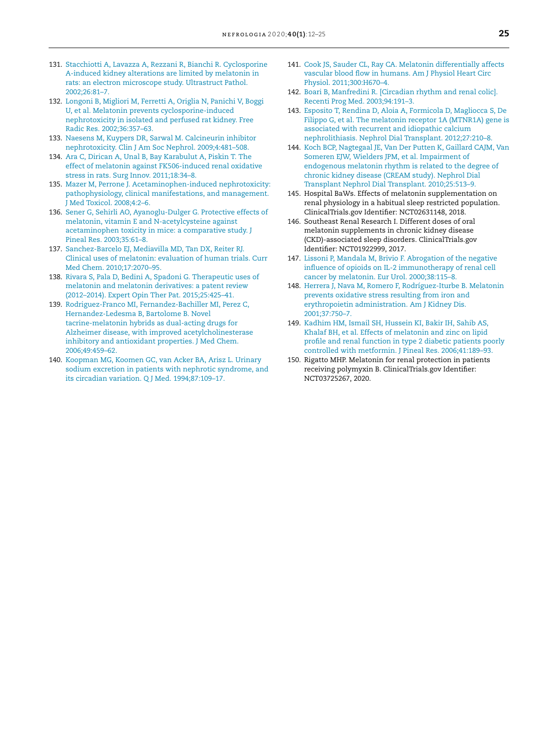131. Stacchiotti A, Lavazza A, Rezzani R, Bianchi R. Cyclosporine A-induced kidney alterations are limited by melatonin in rats: an electron microscope study. Ultrastruct Pathol. 2002;26:81–7.
132. Longoni B, Migliori M, Ferretti A, Origlia N, Panichi V, Boggi U, et al. Melatonin prevents cyclosporine-induced nephrotoxicity in isolated and perfused rat kidney. Free Radic Res. 2002;36:357–63.
133. Naesens M, Kuypers DR, Sarwal M. Calcineurin inhibitor nephrotoxicity. Clin J Am Soc Nephrol. 2009;4:481–508.
134. Ara C, Dirican A, Unal B, Bay Karabulut A, Piskin T. The effect of melatonin against FK506-induced renal oxidative stress in rats. Surg Innov. 2011;18:34–8.
135. Mazer M, Perrone J. Acetaminophen-induced nephrotoxicity: pathophysiology, clinical manifestations, and management. J Med Toxicol. 2008;4:2–6.
136. Sener G, Sehirli AO, Ayanoglu-Dulger G. Protective effects of melatonin, vitamin E and N-acetylcysteine against acetaminophen toxicity in mice: a comparative study. J Pineal Res. 2003;35:61–8.
137. Sanchez-Barcelo EJ, Mediavilla MD, Tan DX, Reiter RJ. Clinical uses of melatonin: evaluation of human trials. Curr Med Chem. 2010;17:2070–95.
138. Rivara S, Pala D, Bedini A, Spadoni G. Therapeutic uses of melatonin and melatonin derivatives: a patent review (2012–2014). Expert Opin Ther Pat. 2015;25:425–41.
139. Rodriguez-Franco MI, Fernandez-Bachiller MI, Perez C, Hernandez-Ledesma B, Bartolome B. Novel tacrine-melatonin hybrids as dual-acting drugs for Alzheimer disease, with improved acetylcholinesterase inhibitory and antioxidant properties. J Med Chem. 2006;49:459–62.
140. Koopman MG, Koomen GC, van Acker BA, Arisz L. Urinary sodium excretion in patients with nephrotic syndrome, and its circadian variation. Q J Med. 1994;87:109–17.
141. Cook JS, Sauder CL, Ray CA. Melatonin differentially affects vascular blood flow in humans. Am J Physiol Heart Circ Physiol. 2011;300:H670–4.
142. Boari B, Manfredini R. [Circadian rhythm and renal colic]. Recenti Prog Med. 2003;94:191–3.
143. Esposito T, Rendina D, Aloia A, Formicola D, Magliocca S, De Filippo G, et al. The melatonin receptor 1A (MTNR1A) gene is associated with recurrent and idiopathic calcium nephrolithiasis. Nephrol Dial Transplant. 2012;27:210–8.
144. Koch BCP, Nagtegaal JE, Van Der Putten K, Gaillard CAJM, Van Someren EJW, Wielders JPM, et al. Impairment of endogenous melatonin rhythm is related to the degree of chronic kidney disease (CREAM study). Nephrol Dial Transplant. 2010;25:513–9.
145. Hospital BaWs. Effects of melatonin supplementation on renal physiology in a habitual sleep restricted population. ClinicalTrials.gov Identifier: NCT02631148, 2018.
146. Southeast Renal Research I. Different doses of oral melatonin supplements in chronic kidney disease (CKD)-associated sleep disorders. ClinicalTrials.gov Identifier: NCT01922999, 2017.
147. Lissoni P, Mandala M, Brivio F. Abrogation of the negative influence of opioids on IL-2 immunotherapy of renal cell cancer by melatonin. Eur Urol. 2000;38:115–8.
148. Herrera J, Nava M, Romero F, Rodríguez-Iturbe B. Melatonin prevents oxidative stress resulting from iron and erythropoietin administration. Am J Kidney Dis. 2001;37:750–7.
149. Kadhim HM, Ismail SH, Hussein KI, Bakir IH, Sahib AS, Khalaf BH, et al. Effects of melatonin and zinc on lipid profile and renal function in type 2 diabetic patients poorly controlled with metformin. J Pineal Res. 2006;41:189–93.
150. Rigatto MHP. Melatonin for renal protection in patients receiving polymyxin B. ClinicalTrials.gov Identifier: NCT03725267, 2020.